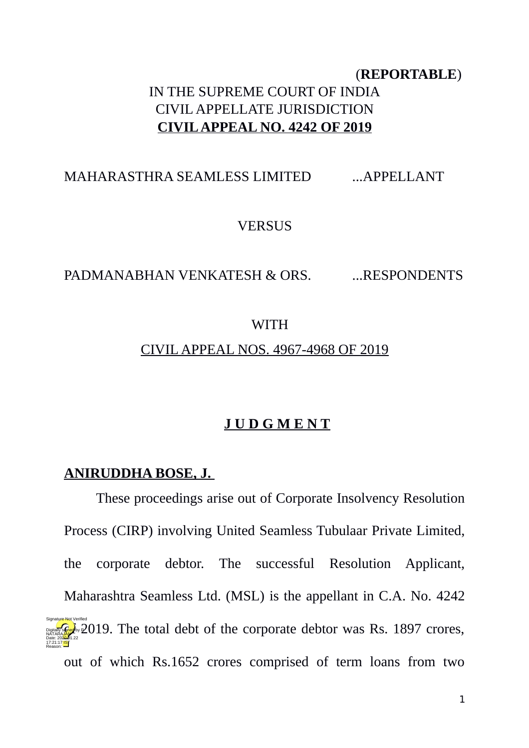(**REPORTABLE**)

IN THE SUPREME COURT OF INDIA
CIVIL APPELLATE JURISDICTION
**CIVIL APPEAL NO. 4242 OF 2019**

MAHARASTHRA SEAMLESS LIMITED ...APPELLANT

VERSUS

PADMANABHAN VENKATESH & ORS. ...RESPONDENTS

WITH

CIVIL APPEAL NOS. 4967-4968 OF 2019

**J U D G M E N T**

**ANIRUDDHA BOSE, J.**

These proceedings arise out of Corporate Insolvency Resolution Process (CIRP) involving United Seamless Tubulaar Private Limited, the corporate debtor. The successful Resolution Applicant, Maharashtra Seamless Ltd. (MSL) is the appellant in C.A. No. 4242 of 2019. The total debt of the corporate debtor was Rs. 1897 crores, out of which Rs.1652 crores comprised of term loans from two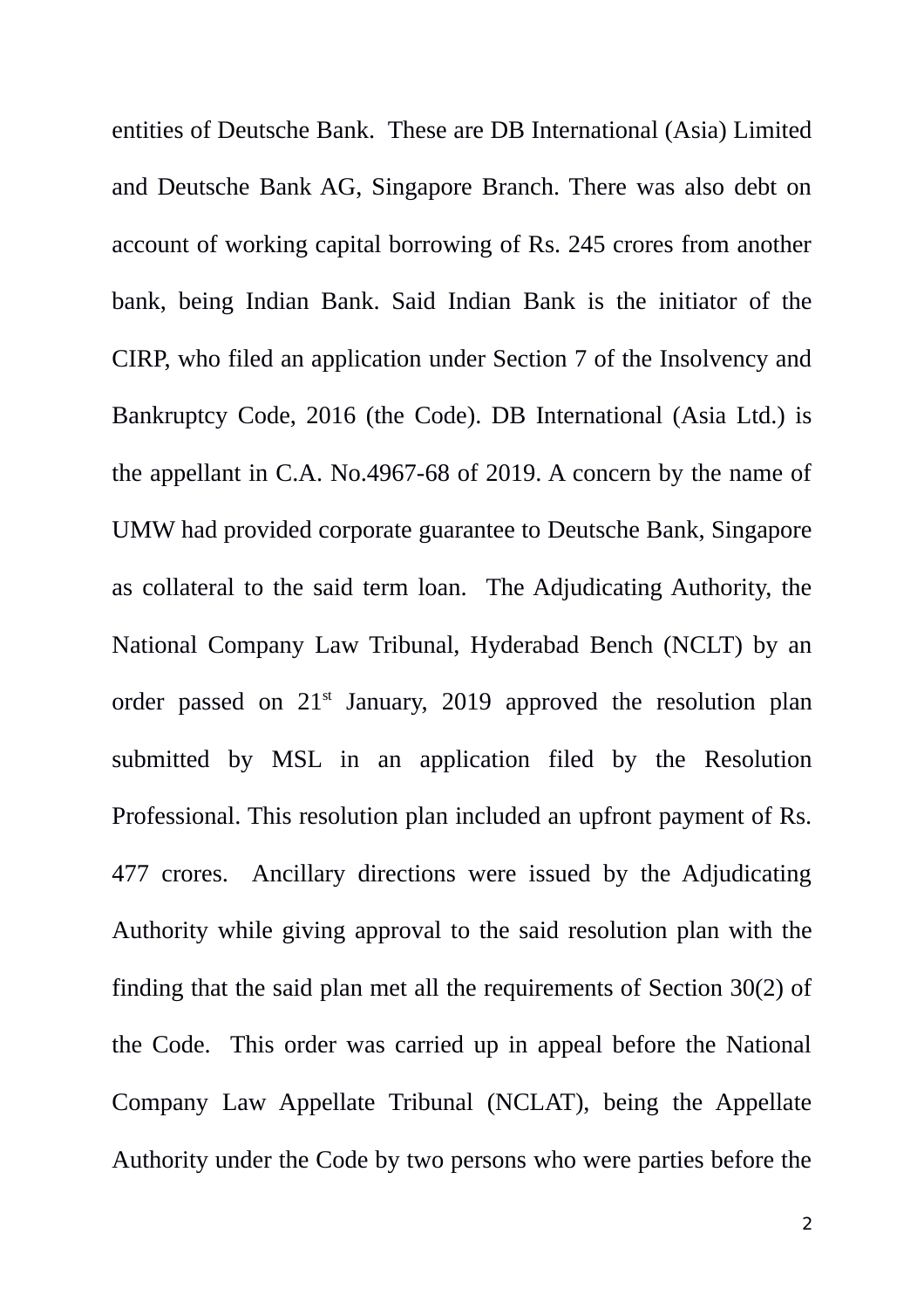entities of Deutsche Bank. These are DB International (Asia) Limited and Deutsche Bank AG, Singapore Branch. There was also debt on account of working capital borrowing of Rs. 245 crores from another bank, being Indian Bank. Said Indian Bank is the initiator of the CIRP, who filed an application under Section 7 of the Insolvency and Bankruptcy Code, 2016 (the Code). DB International (Asia Ltd.) is the appellant in C.A. No.4967-68 of 2019. A concern by the name of UMW had provided corporate guarantee to Deutsche Bank, Singapore as collateral to the said term loan. The Adjudicating Authority, the National Company Law Tribunal, Hyderabad Bench (NCLT) by an order passed on 21st January, 2019 approved the resolution plan submitted by MSL in an application filed by the Resolution Professional. This resolution plan included an upfront payment of Rs. 477 crores. Ancillary directions were issued by the Adjudicating Authority while giving approval to the said resolution plan with the finding that the said plan met all the requirements of Section 30(2) of the Code. This order was carried up in appeal before the National Company Law Appellate Tribunal (NCLAT), being the Appellate Authority under the Code by two persons who were parties before the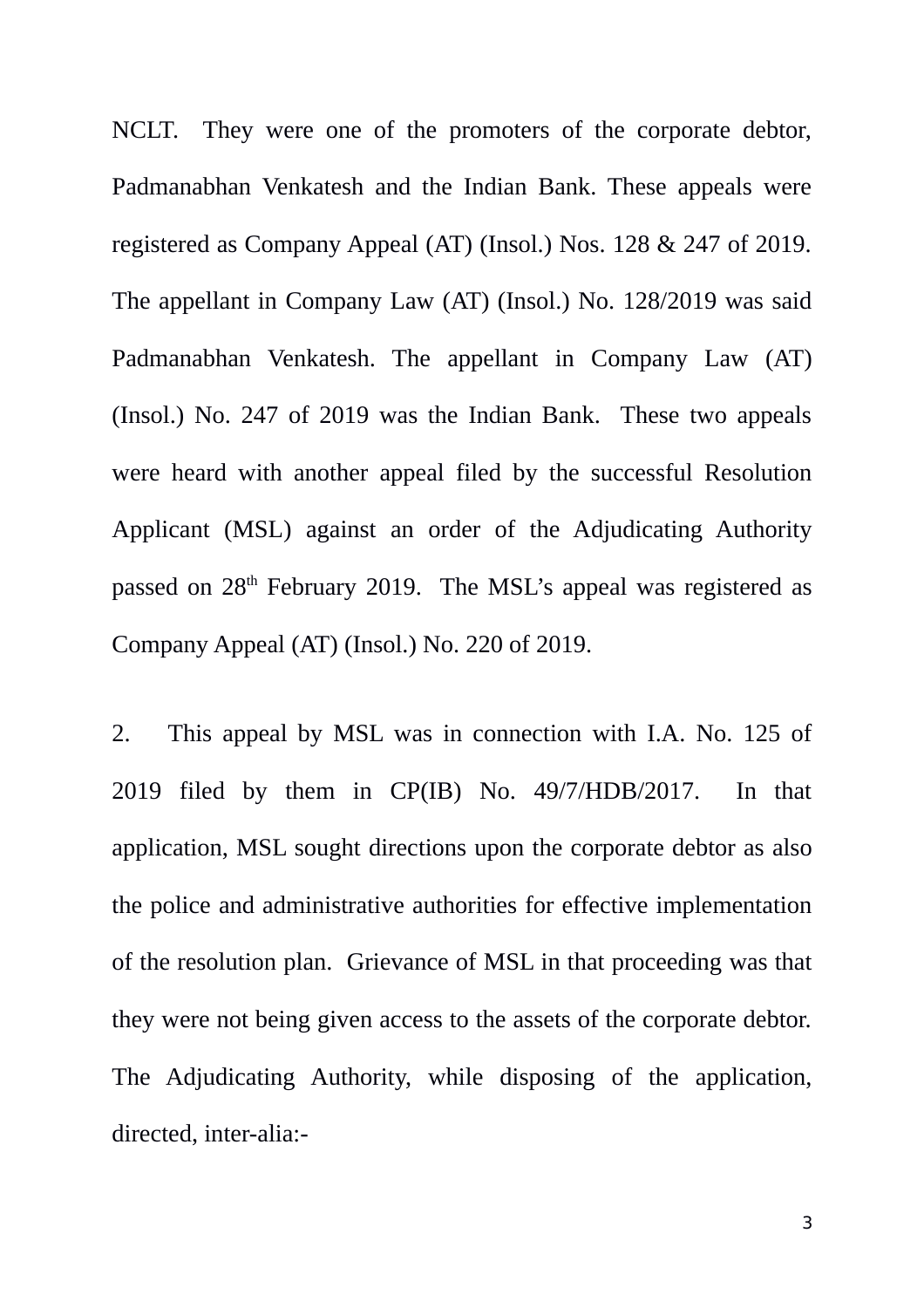NCLT. They were one of the promoters of the corporate debtor, Padmanabhan Venkatesh and the Indian Bank. These appeals were registered as Company Appeal (AT) (Insol.) Nos. 128 & 247 of 2019. The appellant in Company Law (AT) (Insol.) No. 128/2019 was said Padmanabhan Venkatesh. The appellant in Company Law (AT) (Insol.) No. 247 of 2019 was the Indian Bank. These two appeals were heard with another appeal filed by the successful Resolution Applicant (MSL) against an order of the Adjudicating Authority passed on 28th February 2019. The MSL's appeal was registered as Company Appeal (AT) (Insol.) No. 220 of 2019.

2. This appeal by MSL was in connection with I.A. No. 125 of 2019 filed by them in CP(IB) No. 49/7/HDB/2017. In that application, MSL sought directions upon the corporate debtor as also the police and administrative authorities for effective implementation of the resolution plan. Grievance of MSL in that proceeding was that they were not being given access to the assets of the corporate debtor. The Adjudicating Authority, while disposing of the application, directed, inter-alia:-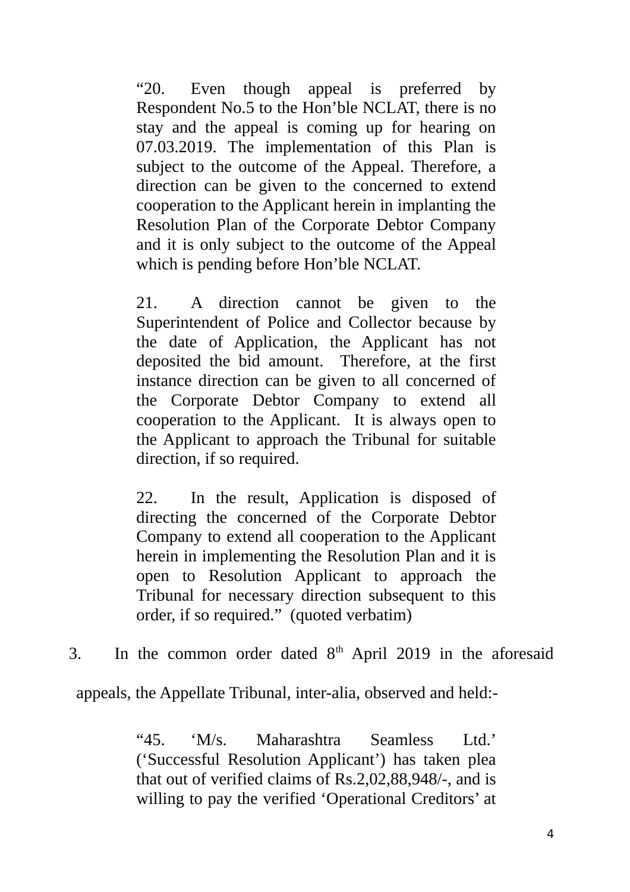> "20. Even though appeal is preferred by Respondent No.5 to the Hon'ble NCLAT, there is no stay and the appeal is coming up for hearing on 07.03.2019. The implementation of this Plan is subject to the outcome of the Appeal. Therefore, a direction can be given to the concerned to extend cooperation to the Applicant herein in implanting the Resolution Plan of the Corporate Debtor Company and it is only subject to the outcome of the Appeal which is pending before Hon'ble NCLAT.
>
> 21. A direction cannot be given to the Superintendent of Police and Collector because by the date of Application, the Applicant has not deposited the bid amount. Therefore, at the first instance direction can be given to all concerned of the Corporate Debtor Company to extend all cooperation to the Applicant. It is always open to the Applicant to approach the Tribunal for suitable direction, if so required.
>
> 22. In the result, Application is disposed of directing the concerned of the Corporate Debtor Company to extend all cooperation to the Applicant herein in implementing the Resolution Plan and it is open to Resolution Applicant to approach the Tribunal for necessary direction subsequent to this order, if so required." (quoted verbatim)

3. In the common order dated 8th April 2019 in the aforesaid appeals, the Appellate Tribunal, inter-alia, observed and held:-

> "45. 'M/s. Maharashtra Seamless Ltd.' ('Successful Resolution Applicant') has taken plea that out of verified claims of Rs.2,02,88,948/-, and is willing to pay the verified 'Operational Creditors' at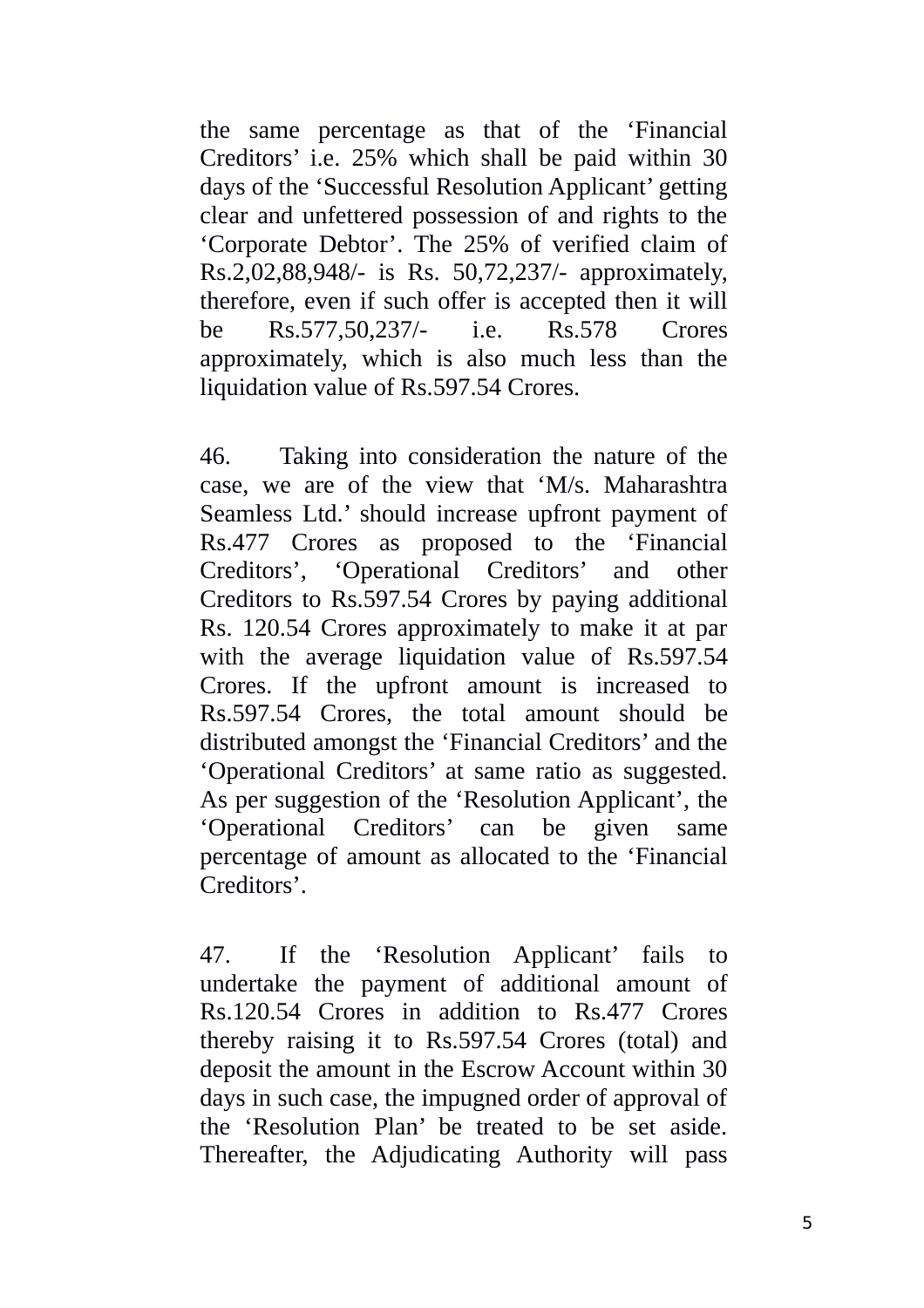the same percentage as that of the 'Financial Creditors' i.e. 25% which shall be paid within 30 days of the 'Successful Resolution Applicant' getting clear and unfettered possession of and rights to the 'Corporate Debtor'. The 25% of verified claim of Rs.2,02,88,948/- is Rs. 50,72,237/- approximately, therefore, even if such offer is accepted then it will be Rs.577,50,237/- i.e. Rs.578 Crores approximately, which is also much less than the liquidation value of Rs.597.54 Crores.

46. Taking into consideration the nature of the case, we are of the view that 'M/s. Maharashtra Seamless Ltd.' should increase upfront payment of Rs.477 Crores as proposed to the 'Financial Creditors', 'Operational Creditors' and other Creditors to Rs.597.54 Crores by paying additional Rs. 120.54 Crores approximately to make it at par with the average liquidation value of Rs.597.54 Crores. If the upfront amount is increased to Rs.597.54 Crores, the total amount should be distributed amongst the 'Financial Creditors' and the 'Operational Creditors' at same ratio as suggested. As per suggestion of the 'Resolution Applicant', the 'Operational Creditors' can be given same percentage of amount as allocated to the 'Financial Creditors'.

47. If the 'Resolution Applicant' fails to undertake the payment of additional amount of Rs.120.54 Crores in addition to Rs.477 Crores thereby raising it to Rs.597.54 Crores (total) and deposit the amount in the Escrow Account within 30 days in such case, the impugned order of approval of the 'Resolution Plan' be treated to be set aside. Thereafter, the Adjudicating Authority will pass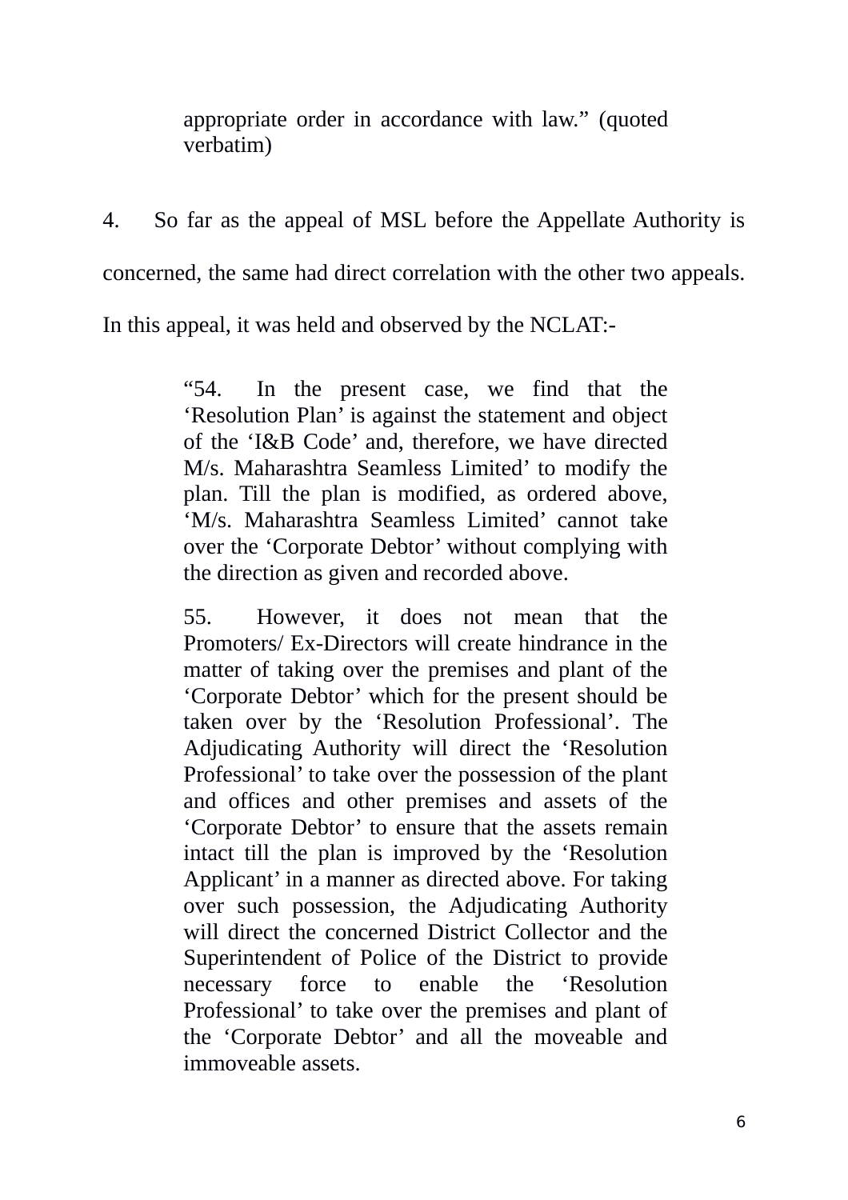> appropriate order in accordance with law." (quoted verbatim)

4. So far as the appeal of MSL before the Appellate Authority is concerned, the same had direct correlation with the other two appeals. In this appeal, it was held and observed by the NCLAT:-

> "54. In the present case, we find that the 'Resolution Plan' is against the statement and object of the 'I&B Code' and, therefore, we have directed M/s. Maharashtra Seamless Limited' to modify the plan. Till the plan is modified, as ordered above, 'M/s. Maharashtra Seamless Limited' cannot take over the 'Corporate Debtor' without complying with the direction as given and recorded above.
>
> 55. However, it does not mean that the Promoters/ Ex-Directors will create hindrance in the matter of taking over the premises and plant of the 'Corporate Debtor' which for the present should be taken over by the 'Resolution Professional'. The Adjudicating Authority will direct the 'Resolution Professional' to take over the possession of the plant and offices and other premises and assets of the 'Corporate Debtor' to ensure that the assets remain intact till the plan is improved by the 'Resolution Applicant' in a manner as directed above. For taking over such possession, the Adjudicating Authority will direct the concerned District Collector and the Superintendent of Police of the District to provide necessary force to enable the 'Resolution Professional' to take over the premises and plant of the 'Corporate Debtor' and all the moveable and immoveable assets.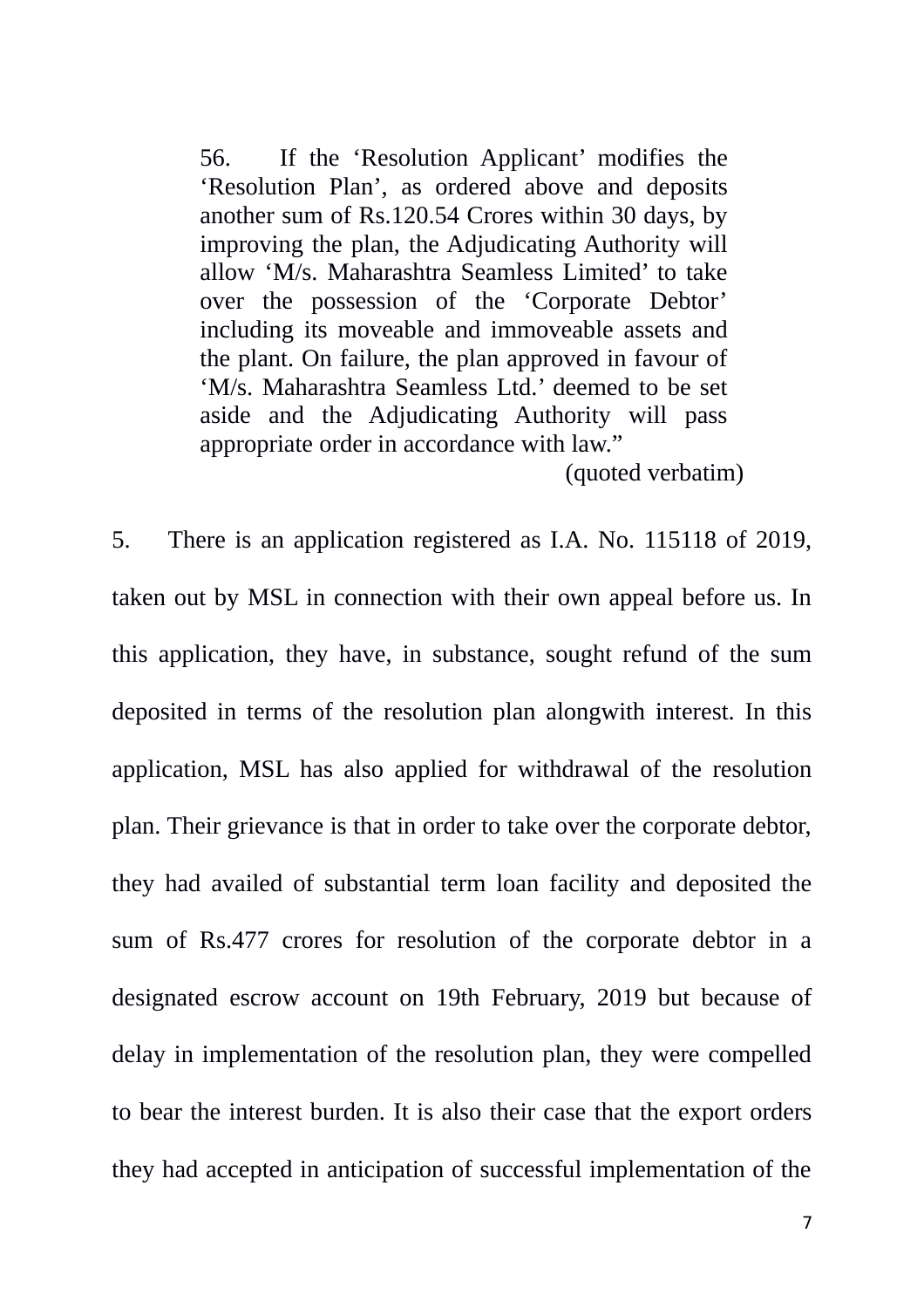> 56. If the 'Resolution Applicant' modifies the 'Resolution Plan', as ordered above and deposits another sum of Rs.120.54 Crores within 30 days, by improving the plan, the Adjudicating Authority will allow 'M/s. Maharashtra Seamless Limited' to take over the possession of the 'Corporate Debtor' including its moveable and immoveable assets and the plant. On failure, the plan approved in favour of 'M/s. Maharashtra Seamless Ltd.' deemed to be set aside and the Adjudicating Authority will pass appropriate order in accordance with law."
>
> (quoted verbatim)

5. There is an application registered as I.A. No. 115118 of 2019, taken out by MSL in connection with their own appeal before us. In this application, they have, in substance, sought refund of the sum deposited in terms of the resolution plan alongwith interest. In this application, MSL has also applied for withdrawal of the resolution plan. Their grievance is that in order to take over the corporate debtor, they had availed of substantial term loan facility and deposited the sum of Rs.477 crores for resolution of the corporate debtor in a designated escrow account on 19th February, 2019 but because of delay in implementation of the resolution plan, they were compelled to bear the interest burden. It is also their case that the export orders they had accepted in anticipation of successful implementation of the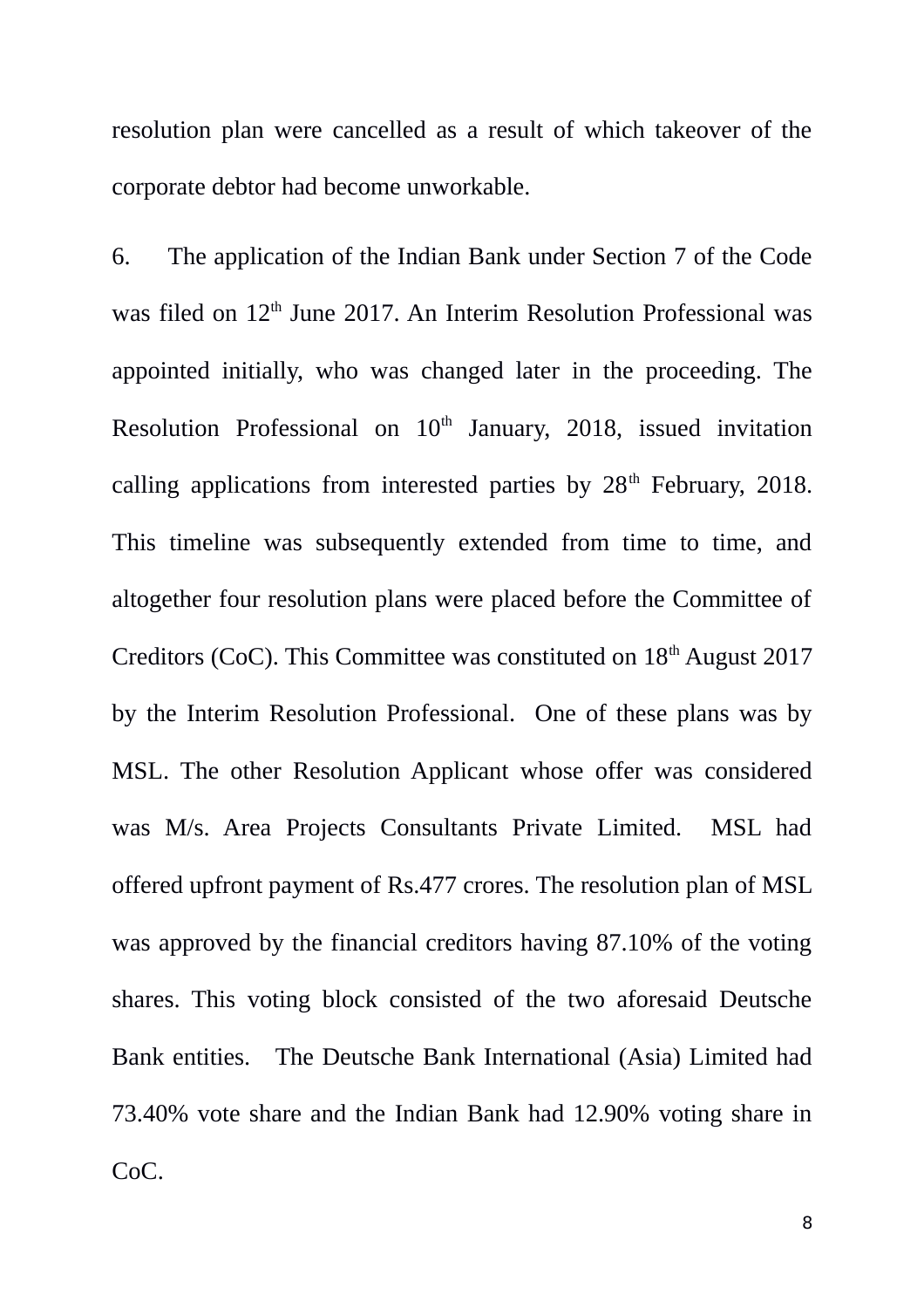resolution plan were cancelled as a result of which takeover of the corporate debtor had become unworkable.

6. The application of the Indian Bank under Section 7 of the Code was filed on 12th June 2017. An Interim Resolution Professional was appointed initially, who was changed later in the proceeding. The Resolution Professional on 10th January, 2018, issued invitation calling applications from interested parties by 28th February, 2018. This timeline was subsequently extended from time to time, and altogether four resolution plans were placed before the Committee of Creditors (CoC). This Committee was constituted on 18th August 2017 by the Interim Resolution Professional. One of these plans was by MSL. The other Resolution Applicant whose offer was considered was M/s. Area Projects Consultants Private Limited. MSL had offered upfront payment of Rs.477 crores. The resolution plan of MSL was approved by the financial creditors having 87.10% of the voting shares. This voting block consisted of the two aforesaid Deutsche Bank entities. The Deutsche Bank International (Asia) Limited had 73.40% vote share and the Indian Bank had 12.90% voting share in CoC.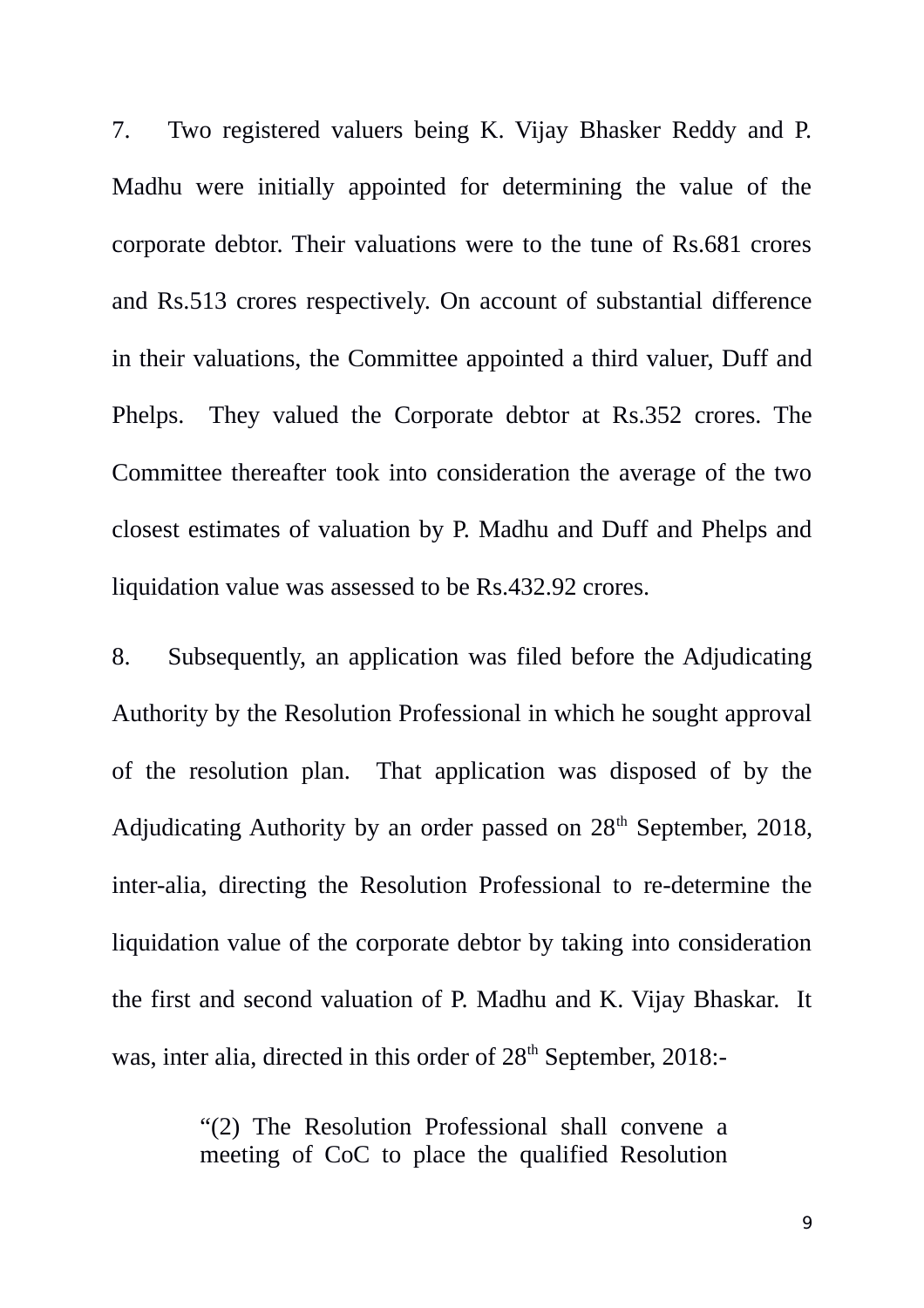7. Two registered valuers being K. Vijay Bhasker Reddy and P. Madhu were initially appointed for determining the value of the corporate debtor. Their valuations were to the tune of Rs.681 crores and Rs.513 crores respectively. On account of substantial difference in their valuations, the Committee appointed a third valuer, Duff and Phelps. They valued the Corporate debtor at Rs.352 crores. The Committee thereafter took into consideration the average of the two closest estimates of valuation by P. Madhu and Duff and Phelps and liquidation value was assessed to be Rs.432.92 crores.

8. Subsequently, an application was filed before the Adjudicating Authority by the Resolution Professional in which he sought approval of the resolution plan. That application was disposed of by the Adjudicating Authority by an order passed on 28th September, 2018, inter-alia, directing the Resolution Professional to re-determine the liquidation value of the corporate debtor by taking into consideration the first and second valuation of P. Madhu and K. Vijay Bhaskar. It was, inter alia, directed in this order of 28th September, 2018:-

> "(2) The Resolution Professional shall convene a meeting of CoC to place the qualified Resolution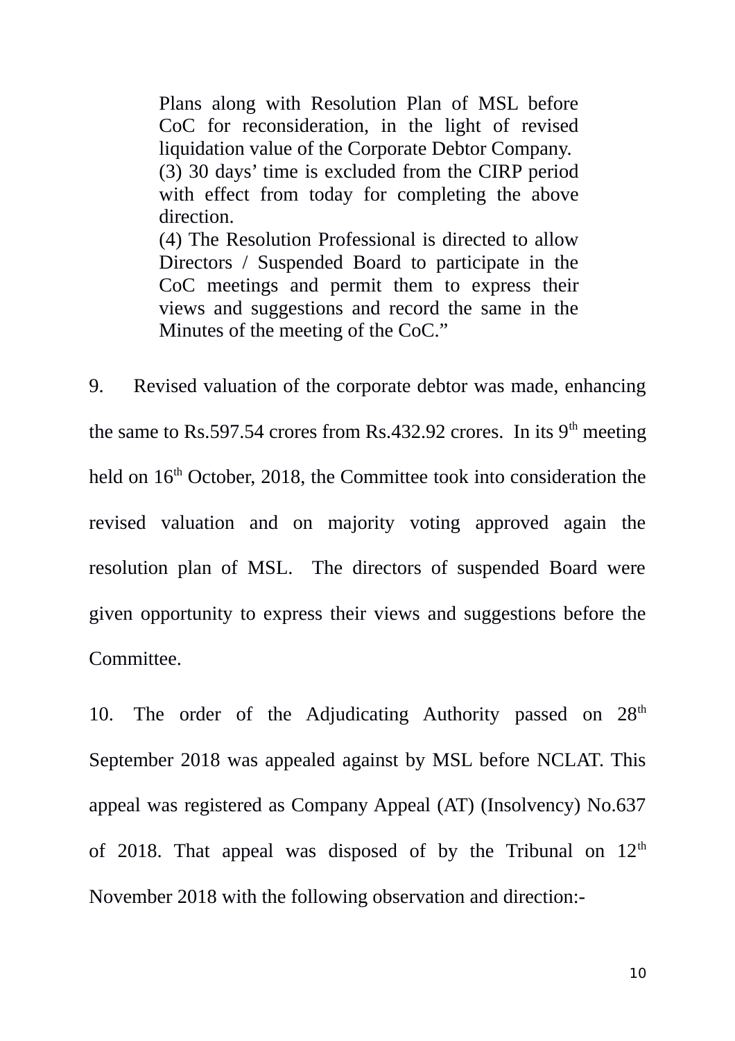> Plans along with Resolution Plan of MSL before CoC for reconsideration, in the light of revised liquidation value of the Corporate Debtor Company.
> (3) 30 days' time is excluded from the CIRP period with effect from today for completing the above direction.
> (4) The Resolution Professional is directed to allow Directors / Suspended Board to participate in the CoC meetings and permit them to express their views and suggestions and record the same in the Minutes of the meeting of the CoC."

9. Revised valuation of the corporate debtor was made, enhancing the same to Rs.597.54 crores from Rs.432.92 crores. In its 9th meeting held on 16th October, 2018, the Committee took into consideration the revised valuation and on majority voting approved again the resolution plan of MSL. The directors of suspended Board were given opportunity to express their views and suggestions before the Committee.

10. The order of the Adjudicating Authority passed on 28th September 2018 was appealed against by MSL before NCLAT. This appeal was registered as Company Appeal (AT) (Insolvency) No.637 of 2018. That appeal was disposed of by the Tribunal on 12th November 2018 with the following observation and direction:-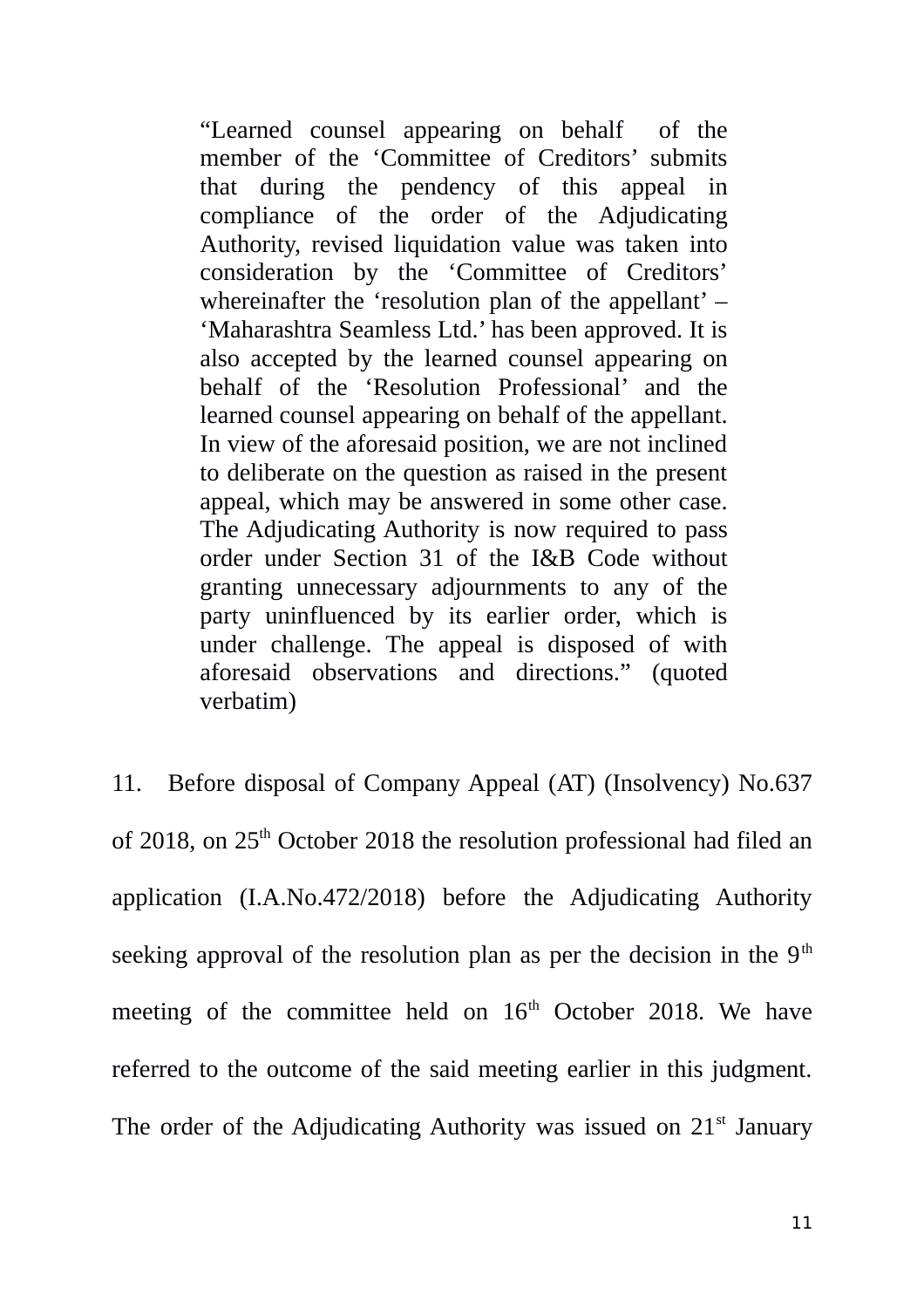> "Learned counsel appearing on behalf of the member of the 'Committee of Creditors' submits that during the pendency of this appeal in compliance of the order of the Adjudicating Authority, revised liquidation value was taken into consideration by the 'Committee of Creditors' whereinafter the 'resolution plan of the appellant' – 'Maharashtra Seamless Ltd.' has been approved. It is also accepted by the learned counsel appearing on behalf of the 'Resolution Professional' and the learned counsel appearing on behalf of the appellant. In view of the aforesaid position, we are not inclined to deliberate on the question as raised in the present appeal, which may be answered in some other case. The Adjudicating Authority is now required to pass order under Section 31 of the I&B Code without granting unnecessary adjournments to any of the party uninfluenced by its earlier order, which is under challenge. The appeal is disposed of with aforesaid observations and directions." (quoted verbatim)

11. Before disposal of Company Appeal (AT) (Insolvency) No.637 of 2018, on 25th October 2018 the resolution professional had filed an application (I.A.No.472/2018) before the Adjudicating Authority seeking approval of the resolution plan as per the decision in the 9th meeting of the committee held on 16th October 2018. We have referred to the outcome of the said meeting earlier in this judgment. The order of the Adjudicating Authority was issued on 21st January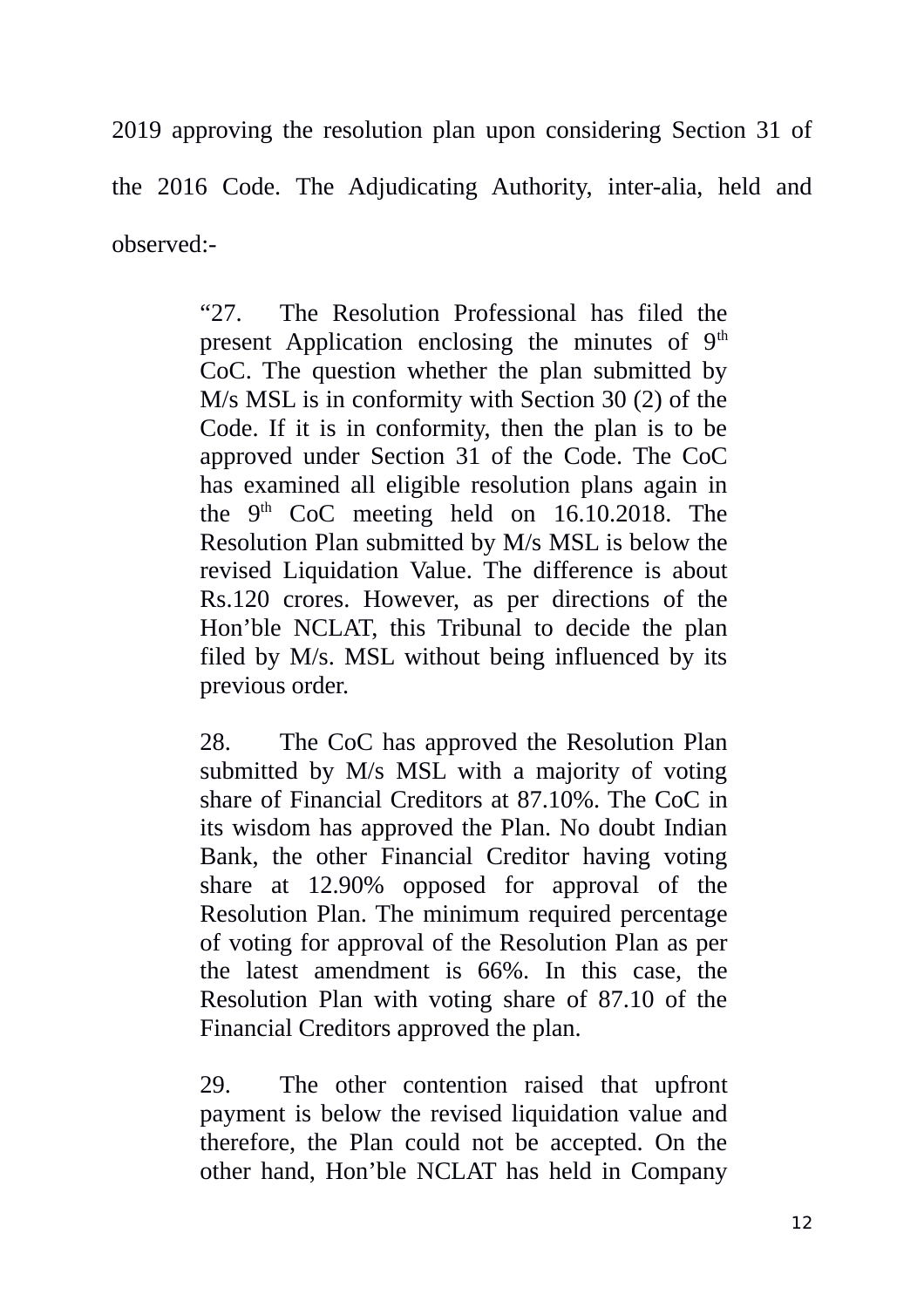2019 approving the resolution plan upon considering Section 31 of the 2016 Code. The Adjudicating Authority, inter-alia, held and observed:-

> "27. The Resolution Professional has filed the present Application enclosing the minutes of 9th CoC. The question whether the plan submitted by M/s MSL is in conformity with Section 30 (2) of the Code. If it is in conformity, then the plan is to be approved under Section 31 of the Code. The CoC has examined all eligible resolution plans again in the 9th CoC meeting held on 16.10.2018. The Resolution Plan submitted by M/s MSL is below the revised Liquidation Value. The difference is about Rs.120 crores. However, as per directions of the Hon'ble NCLAT, this Tribunal to decide the plan filed by M/s. MSL without being influenced by its previous order.
>
> 28. The CoC has approved the Resolution Plan submitted by M/s MSL with a majority of voting share of Financial Creditors at 87.10%. The CoC in its wisdom has approved the Plan. No doubt Indian Bank, the other Financial Creditor having voting share at 12.90% opposed for approval of the Resolution Plan. The minimum required percentage of voting for approval of the Resolution Plan as per the latest amendment is 66%. In this case, the Resolution Plan with voting share of 87.10 of the Financial Creditors approved the plan.
>
> 29. The other contention raised that upfront payment is below the revised liquidation value and therefore, the Plan could not be accepted. On the other hand, Hon'ble NCLAT has held in Company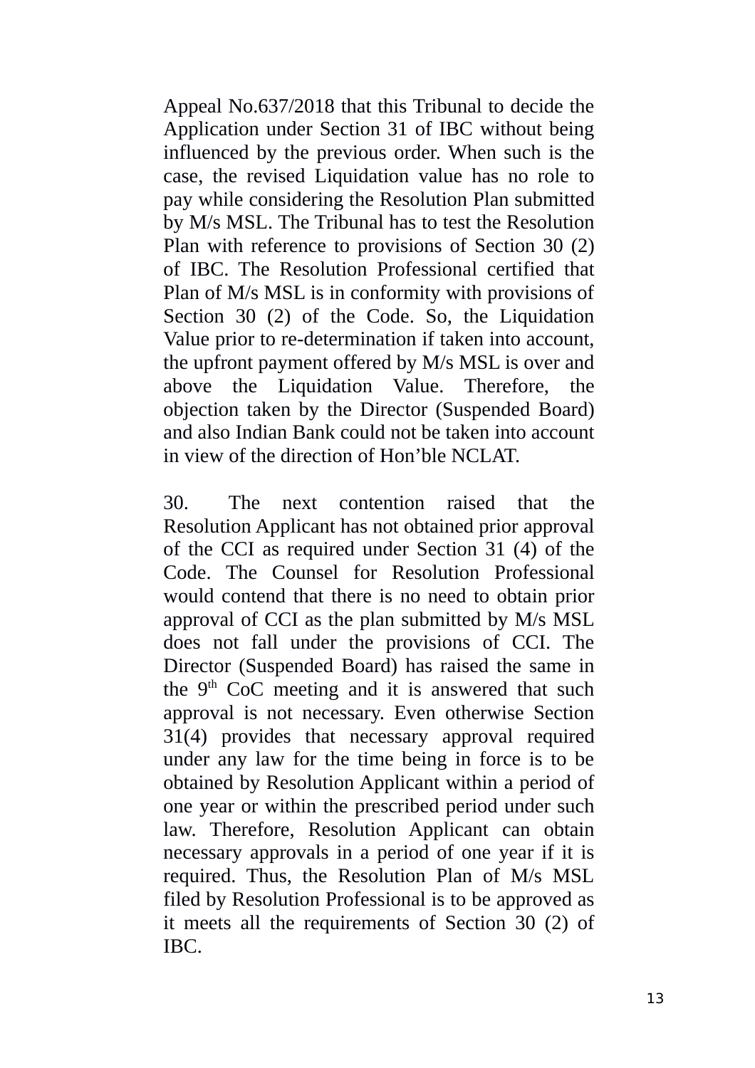Appeal No.637/2018 that this Tribunal to decide the Application under Section 31 of IBC without being influenced by the previous order. When such is the case, the revised Liquidation value has no role to pay while considering the Resolution Plan submitted by M/s MSL. The Tribunal has to test the Resolution Plan with reference to provisions of Section 30 (2) of IBC. The Resolution Professional certified that Plan of M/s MSL is in conformity with provisions of Section 30 (2) of the Code. So, the Liquidation Value prior to re-determination if taken into account, the upfront payment offered by M/s MSL is over and above the Liquidation Value. Therefore, the objection taken by the Director (Suspended Board) and also Indian Bank could not be taken into account in view of the direction of Hon'ble NCLAT.

30. The next contention raised that the Resolution Applicant has not obtained prior approval of the CCI as required under Section 31 (4) of the Code. The Counsel for Resolution Professional would contend that there is no need to obtain prior approval of CCI as the plan submitted by M/s MSL does not fall under the provisions of CCI. The Director (Suspended Board) has raised the same in the 9th CoC meeting and it is answered that such approval is not necessary. Even otherwise Section 31(4) provides that necessary approval required under any law for the time being in force is to be obtained by Resolution Applicant within a period of one year or within the prescribed period under such law. Therefore, Resolution Applicant can obtain necessary approvals in a period of one year if it is required. Thus, the Resolution Plan of M/s MSL filed by Resolution Professional is to be approved as it meets all the requirements of Section 30 (2) of IBC.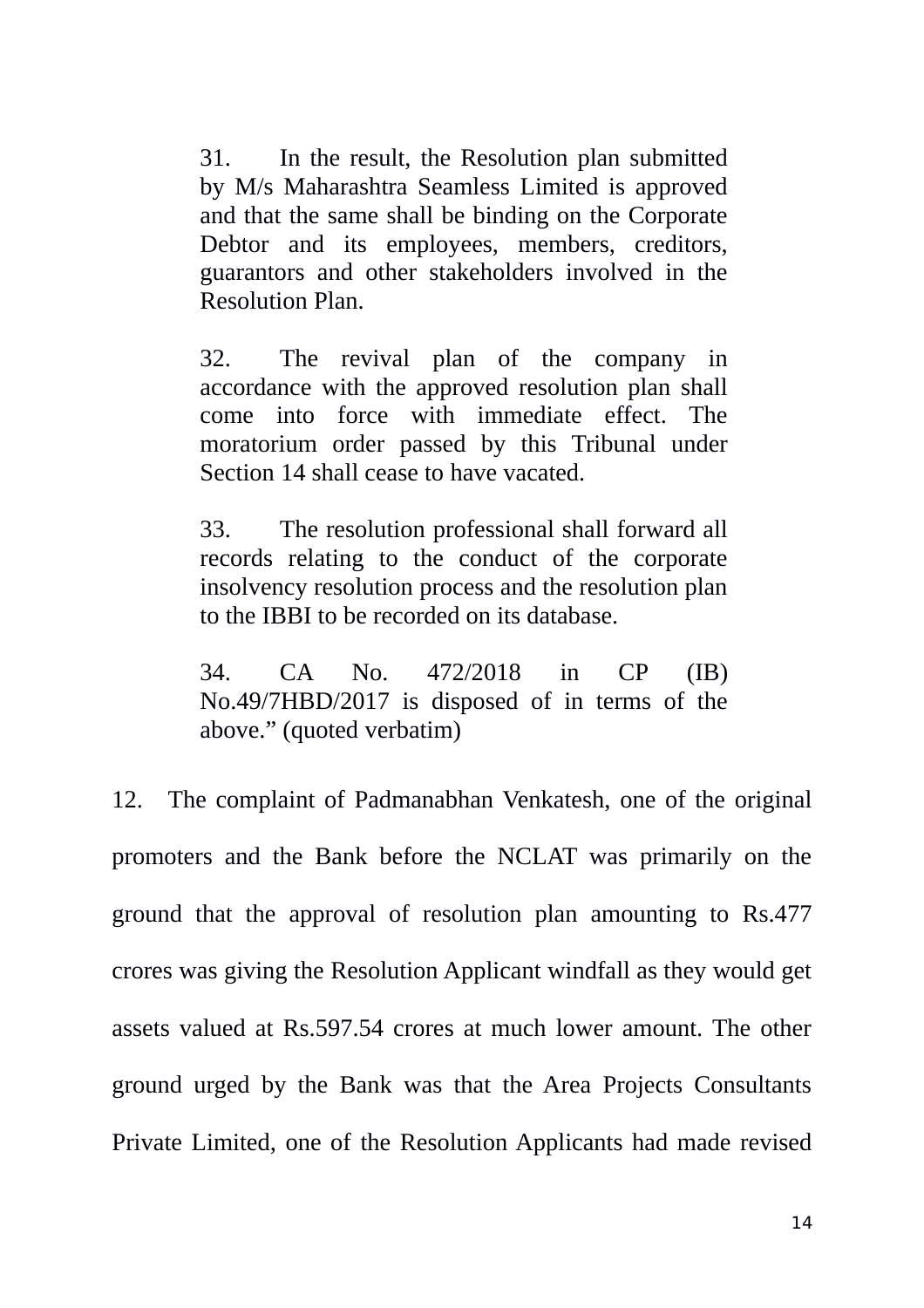> 31. In the result, the Resolution plan submitted by M/s Maharashtra Seamless Limited is approved and that the same shall be binding on the Corporate Debtor and its employees, members, creditors, guarantors and other stakeholders involved in the Resolution Plan.
>
> 32. The revival plan of the company in accordance with the approved resolution plan shall come into force with immediate effect. The moratorium order passed by this Tribunal under Section 14 shall cease to have vacated.
>
> 33. The resolution professional shall forward all records relating to the conduct of the corporate insolvency resolution process and the resolution plan to the IBBI to be recorded on its database.
>
> 34. CA No. 472/2018 in CP (IB) No.49/7HBD/2017 is disposed of in terms of the above." (quoted verbatim)

12. The complaint of Padmanabhan Venkatesh, one of the original promoters and the Bank before the NCLAT was primarily on the ground that the approval of resolution plan amounting to Rs.477 crores was giving the Resolution Applicant windfall as they would get assets valued at Rs.597.54 crores at much lower amount. The other ground urged by the Bank was that the Area Projects Consultants Private Limited, one of the Resolution Applicants had made revised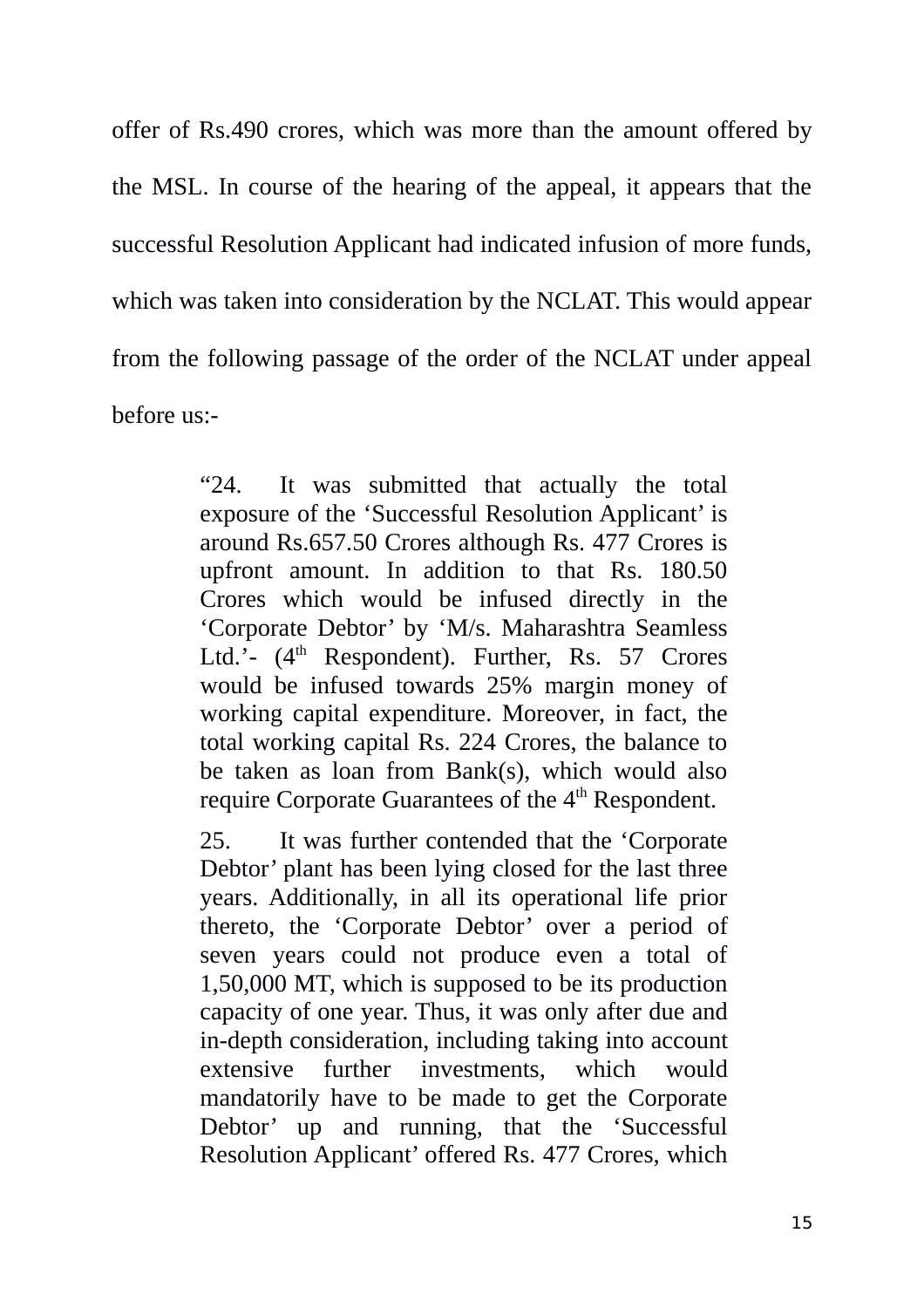offer of Rs.490 crores, which was more than the amount offered by the MSL. In course of the hearing of the appeal, it appears that the successful Resolution Applicant had indicated infusion of more funds, which was taken into consideration by the NCLAT. This would appear from the following passage of the order of the NCLAT under appeal before us:-

> "24. It was submitted that actually the total exposure of the 'Successful Resolution Applicant' is around Rs.657.50 Crores although Rs. 477 Crores is upfront amount. In addition to that Rs. 180.50 Crores which would be infused directly in the 'Corporate Debtor' by 'M/s. Maharashtra Seamless Ltd.'- (4th Respondent). Further, Rs. 57 Crores would be infused towards 25% margin money of working capital expenditure. Moreover, in fact, the total working capital Rs. 224 Crores, the balance to be taken as loan from Bank(s), which would also require Corporate Guarantees of the 4th Respondent.
>
> 25. It was further contended that the 'Corporate Debtor' plant has been lying closed for the last three years. Additionally, in all its operational life prior thereto, the 'Corporate Debtor' over a period of seven years could not produce even a total of 1,50,000 MT, which is supposed to be its production capacity of one year. Thus, it was only after due and in-depth consideration, including taking into account extensive further investments, which would mandatorily have to be made to get the Corporate Debtor' up and running, that the 'Successful Resolution Applicant' offered Rs. 477 Crores, which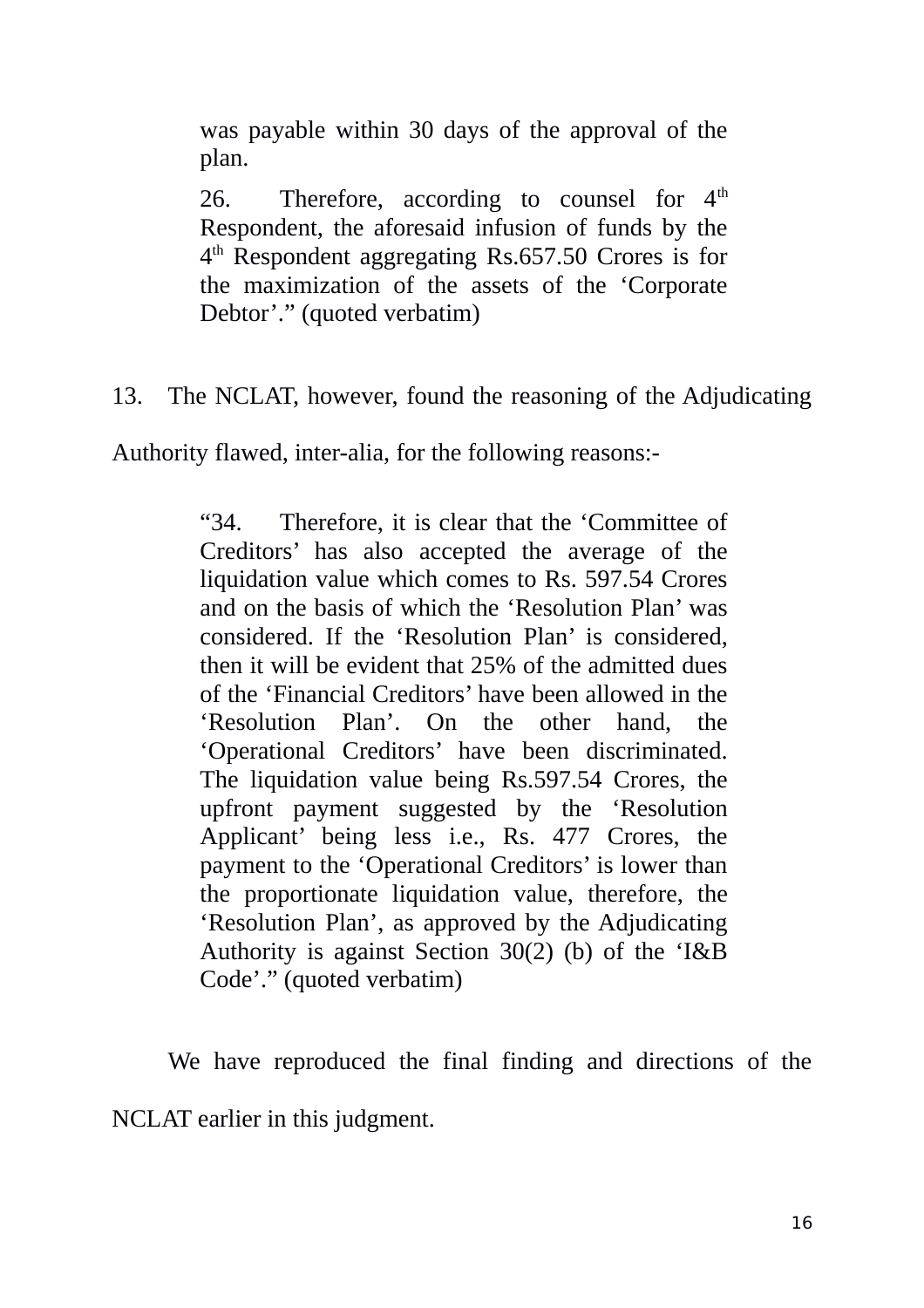> was payable within 30 days of the approval of the plan.
>
> 26. Therefore, according to counsel for 4th Respondent, the aforesaid infusion of funds by the 4th Respondent aggregating Rs.657.50 Crores is for the maximization of the assets of the 'Corporate Debtor'." (quoted verbatim)

13. The NCLAT, however, found the reasoning of the Adjudicating Authority flawed, inter-alia, for the following reasons:-

> "34. Therefore, it is clear that the 'Committee of Creditors' has also accepted the average of the liquidation value which comes to Rs. 597.54 Crores and on the basis of which the 'Resolution Plan' was considered. If the 'Resolution Plan' is considered, then it will be evident that 25% of the admitted dues of the 'Financial Creditors' have been allowed in the 'Resolution Plan'. On the other hand, the 'Operational Creditors' have been discriminated. The liquidation value being Rs.597.54 Crores, the upfront payment suggested by the 'Resolution Applicant' being less i.e., Rs. 477 Crores, the payment to the 'Operational Creditors' is lower than the proportionate liquidation value, therefore, the 'Resolution Plan', as approved by the Adjudicating Authority is against Section 30(2) (b) of the 'I&B Code'." (quoted verbatim)

We have reproduced the final finding and directions of the NCLAT earlier in this judgment.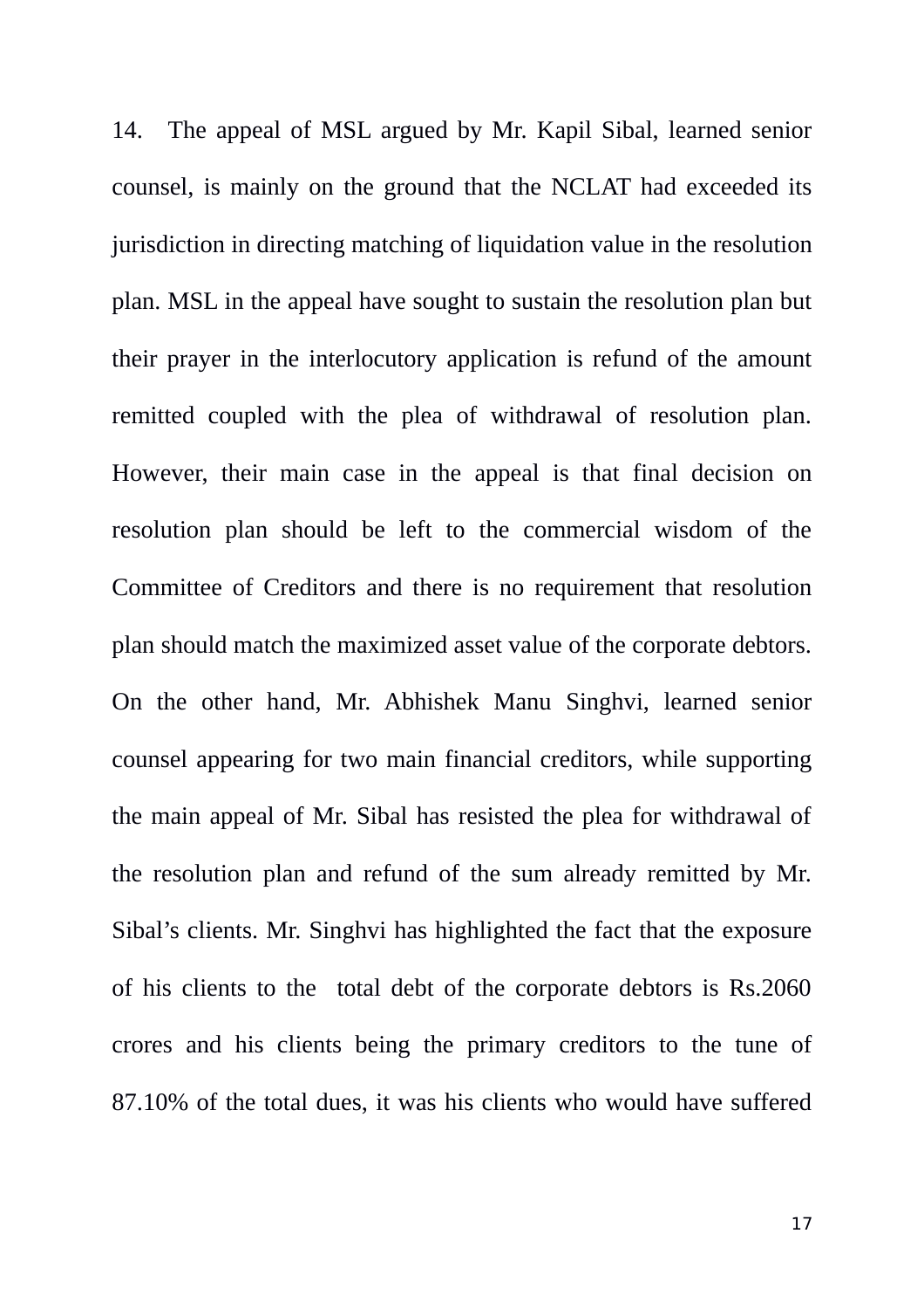14. The appeal of MSL argued by Mr. Kapil Sibal, learned senior counsel, is mainly on the ground that the NCLAT had exceeded its jurisdiction in directing matching of liquidation value in the resolution plan. MSL in the appeal have sought to sustain the resolution plan but their prayer in the interlocutory application is refund of the amount remitted coupled with the plea of withdrawal of resolution plan. However, their main case in the appeal is that final decision on resolution plan should be left to the commercial wisdom of the Committee of Creditors and there is no requirement that resolution plan should match the maximized asset value of the corporate debtors. On the other hand, Mr. Abhishek Manu Singhvi, learned senior counsel appearing for two main financial creditors, while supporting the main appeal of Mr. Sibal has resisted the plea for withdrawal of the resolution plan and refund of the sum already remitted by Mr. Sibal's clients. Mr. Singhvi has highlighted the fact that the exposure of his clients to the total debt of the corporate debtors is Rs.2060 crores and his clients being the primary creditors to the tune of 87.10% of the total dues, it was his clients who would have suffered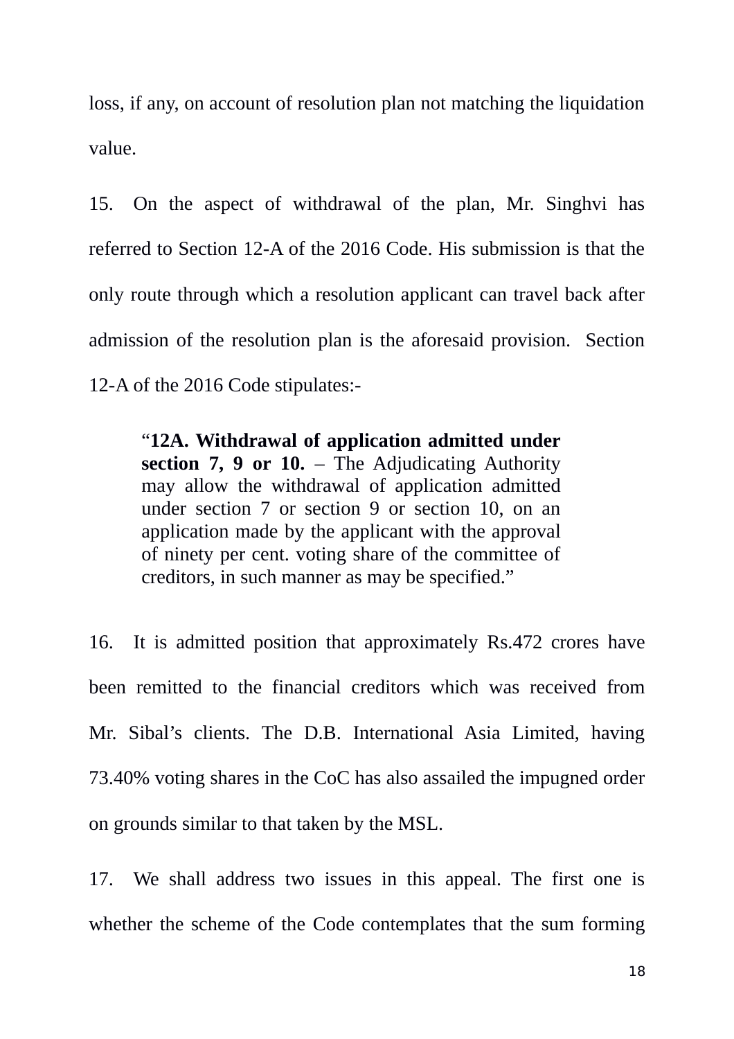loss, if any, on account of resolution plan not matching the liquidation value.

15. On the aspect of withdrawal of the plan, Mr. Singhvi has referred to Section 12-A of the 2016 Code. His submission is that the only route through which a resolution applicant can travel back after admission of the resolution plan is the aforesaid provision. Section 12-A of the 2016 Code stipulates:-

> "**12A. Withdrawal of application admitted under section 7, 9 or 10.** – The Adjudicating Authority may allow the withdrawal of application admitted under section 7 or section 9 or section 10, on an application made by the applicant with the approval of ninety per cent. voting share of the committee of creditors, in such manner as may be specified."

16. It is admitted position that approximately Rs.472 crores have been remitted to the financial creditors which was received from Mr. Sibal's clients. The D.B. International Asia Limited, having 73.40% voting shares in the CoC has also assailed the impugned order on grounds similar to that taken by the MSL.

17. We shall address two issues in this appeal. The first one is whether the scheme of the Code contemplates that the sum forming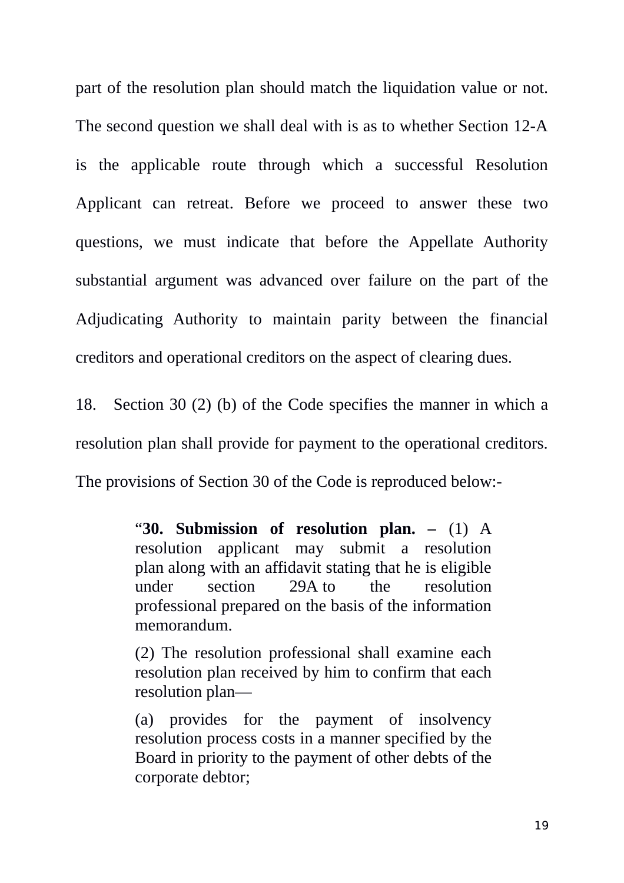part of the resolution plan should match the liquidation value or not. The second question we shall deal with is as to whether Section 12-A is the applicable route through which a successful Resolution Applicant can retreat. Before we proceed to answer these two questions, we must indicate that before the Appellate Authority substantial argument was advanced over failure on the part of the Adjudicating Authority to maintain parity between the financial creditors and operational creditors on the aspect of clearing dues.

18. Section 30 (2) (b) of the Code specifies the manner in which a resolution plan shall provide for payment to the operational creditors. The provisions of Section 30 of the Code is reproduced below:-

> "**30. Submission of resolution plan. –** (1) A resolution applicant may submit a resolution plan along with an affidavit stating that he is eligible under section 29A to the resolution professional prepared on the basis of the information memorandum.
>
> (2) The resolution professional shall examine each resolution plan received by him to confirm that each resolution plan—
>
> (a) provides for the payment of insolvency resolution process costs in a manner specified by the Board in priority to the payment of other debts of the corporate debtor;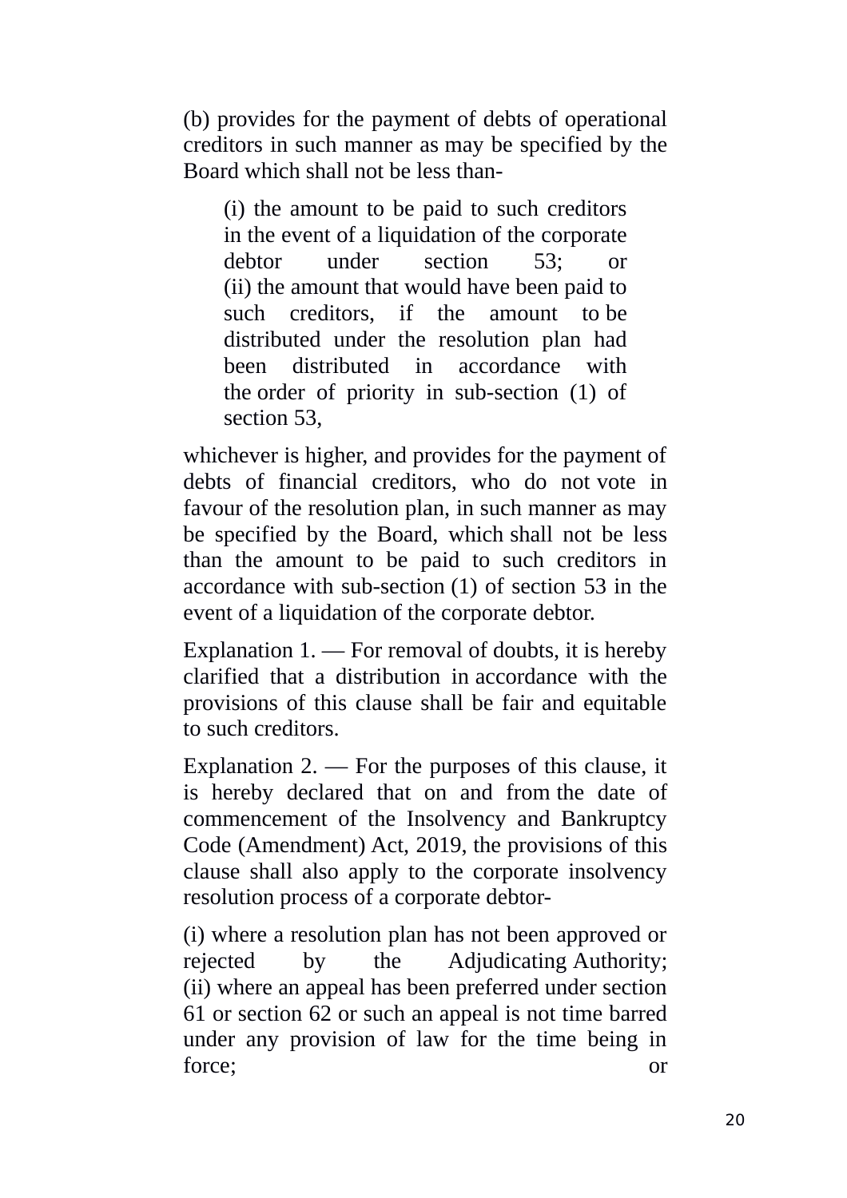(b) provides for the payment of debts of operational creditors in such manner as may be specified by the Board which shall not be less than-

> (i) the amount to be paid to such creditors in the event of a liquidation of the corporate debtor under section 53; or
> (ii) the amount that would have been paid to such creditors, if the amount to be distributed under the resolution plan had been distributed in accordance with the order of priority in sub-section (1) of section 53,

whichever is higher, and provides for the payment of debts of financial creditors, who do not vote in favour of the resolution plan, in such manner as may be specified by the Board, which shall not be less than the amount to be paid to such creditors in accordance with sub-section (1) of section 53 in the event of a liquidation of the corporate debtor.

Explanation 1. — For removal of doubts, it is hereby clarified that a distribution in accordance with the provisions of this clause shall be fair and equitable to such creditors.

Explanation 2. — For the purposes of this clause, it is hereby declared that on and from the date of commencement of the Insolvency and Bankruptcy Code (Amendment) Act, 2019, the provisions of this clause shall also apply to the corporate insolvency resolution process of a corporate debtor-

(i) where a resolution plan has not been approved or rejected by the Adjudicating Authority;
(ii) where an appeal has been preferred under section 61 or section 62 or such an appeal is not time barred under any provision of law for the time being in force; or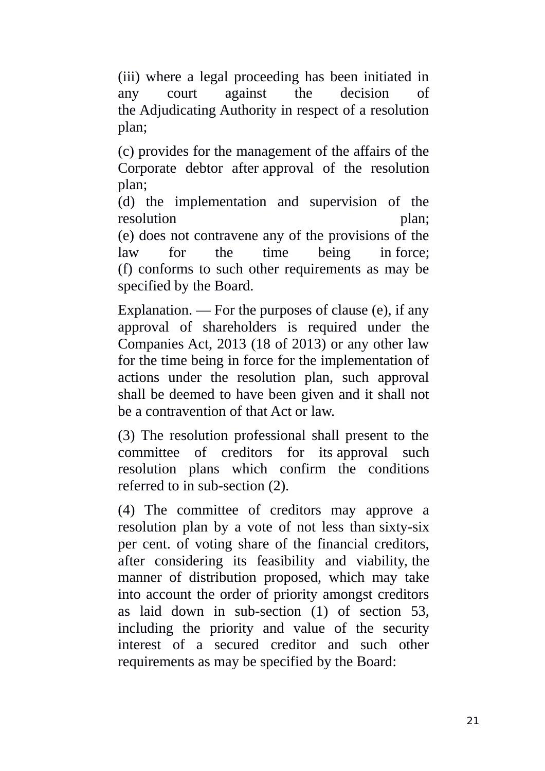(iii) where a legal proceeding has been initiated in any court against the decision of the Adjudicating Authority in respect of a resolution plan;

(c) provides for the management of the affairs of the Corporate debtor after approval of the resolution plan;
(d) the implementation and supervision of the resolution plan;
(e) does not contravene any of the provisions of the law for the time being in force;
(f) conforms to such other requirements as may be specified by the Board.

Explanation. — For the purposes of clause (e), if any approval of shareholders is required under the Companies Act, 2013 (18 of 2013) or any other law for the time being in force for the implementation of actions under the resolution plan, such approval shall be deemed to have been given and it shall not be a contravention of that Act or law.

(3) The resolution professional shall present to the committee of creditors for its approval such resolution plans which confirm the conditions referred to in sub-section (2).

(4) The committee of creditors may approve a resolution plan by a vote of not less than sixty-six per cent. of voting share of the financial creditors, after considering its feasibility and viability, the manner of distribution proposed, which may take into account the order of priority amongst creditors as laid down in sub-section (1) of section 53, including the priority and value of the security interest of a secured creditor and such other requirements as may be specified by the Board: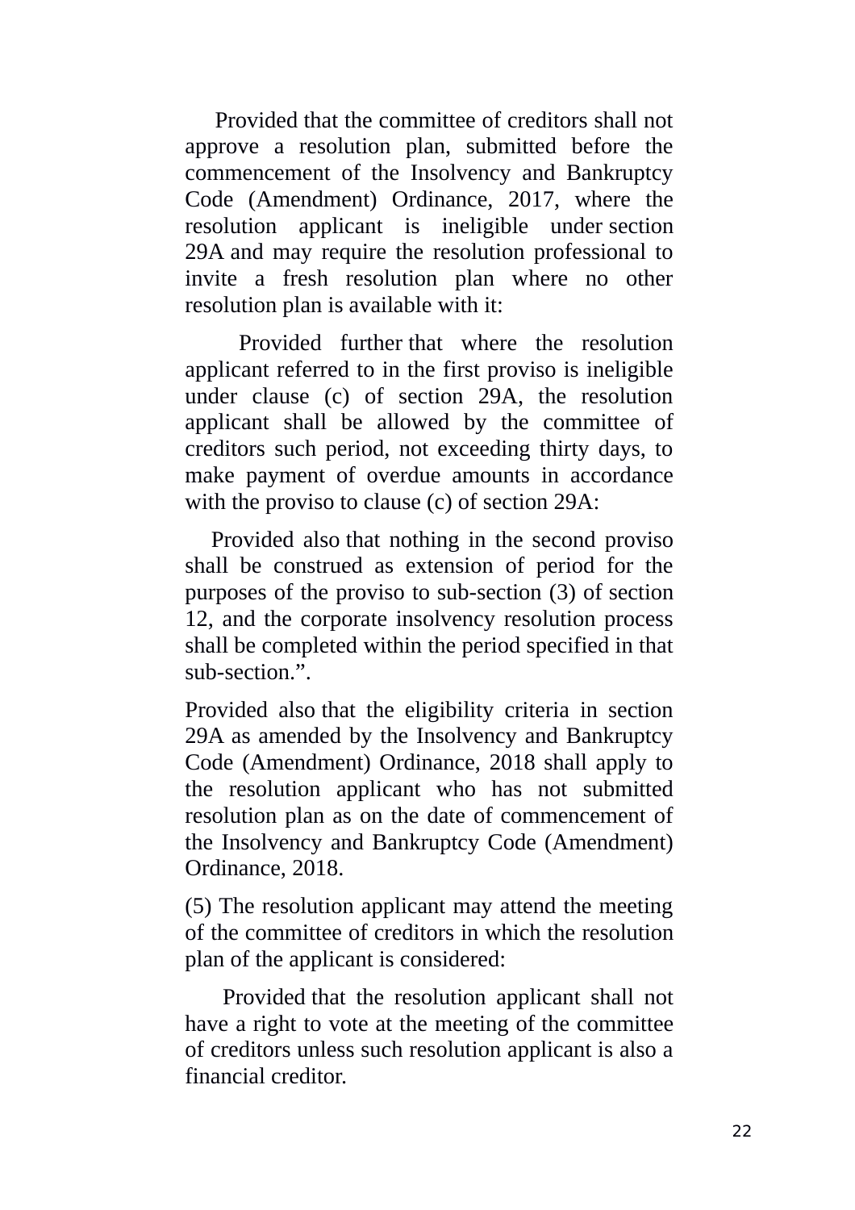Provided that the committee of creditors shall not approve a resolution plan, submitted before the commencement of the Insolvency and Bankruptcy Code (Amendment) Ordinance, 2017, where the resolution applicant is ineligible under section 29A and may require the resolution professional to invite a fresh resolution plan where no other resolution plan is available with it:

Provided further that where the resolution applicant referred to in the first proviso is ineligible under clause (c) of section 29A, the resolution applicant shall be allowed by the committee of creditors such period, not exceeding thirty days, to make payment of overdue amounts in accordance with the proviso to clause (c) of section 29A:

Provided also that nothing in the second proviso shall be construed as extension of period for the purposes of the proviso to sub-section (3) of section 12, and the corporate insolvency resolution process shall be completed within the period specified in that sub-section.".

Provided also that the eligibility criteria in section 29A as amended by the Insolvency and Bankruptcy Code (Amendment) Ordinance, 2018 shall apply to the resolution applicant who has not submitted resolution plan as on the date of commencement of the Insolvency and Bankruptcy Code (Amendment) Ordinance, 2018.

(5) The resolution applicant may attend the meeting of the committee of creditors in which the resolution plan of the applicant is considered:

Provided that the resolution applicant shall not have a right to vote at the meeting of the committee of creditors unless such resolution applicant is also a financial creditor.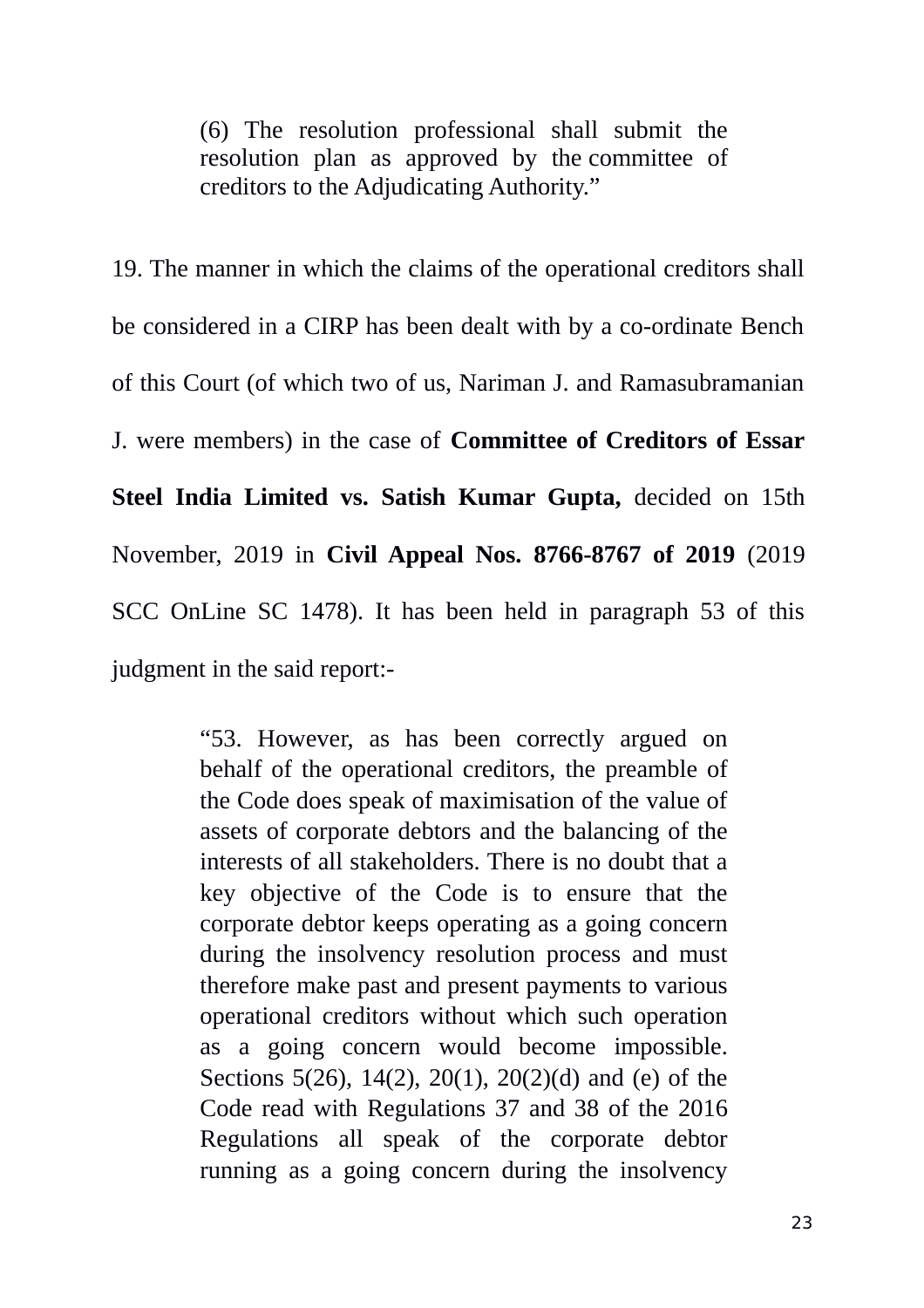> (6) The resolution professional shall submit the resolution plan as approved by the committee of creditors to the Adjudicating Authority."

19. The manner in which the claims of the operational creditors shall be considered in a CIRP has been dealt with by a co-ordinate Bench of this Court (of which two of us, Nariman J. and Ramasubramanian J. were members) in the case of **Committee of Creditors of Essar Steel India Limited vs. Satish Kumar Gupta,** decided on 15th November, 2019 in **Civil Appeal Nos. 8766-8767 of 2019** (2019 SCC OnLine SC 1478). It has been held in paragraph 53 of this judgment in the said report:-

> "53. However, as has been correctly argued on behalf of the operational creditors, the preamble of the Code does speak of maximisation of the value of assets of corporate debtors and the balancing of the interests of all stakeholders. There is no doubt that a key objective of the Code is to ensure that the corporate debtor keeps operating as a going concern during the insolvency resolution process and must therefore make past and present payments to various operational creditors without which such operation as a going concern would become impossible. Sections 5(26), 14(2), 20(1), 20(2)(d) and (e) of the Code read with Regulations 37 and 38 of the 2016 Regulations all speak of the corporate debtor running as a going concern during the insolvency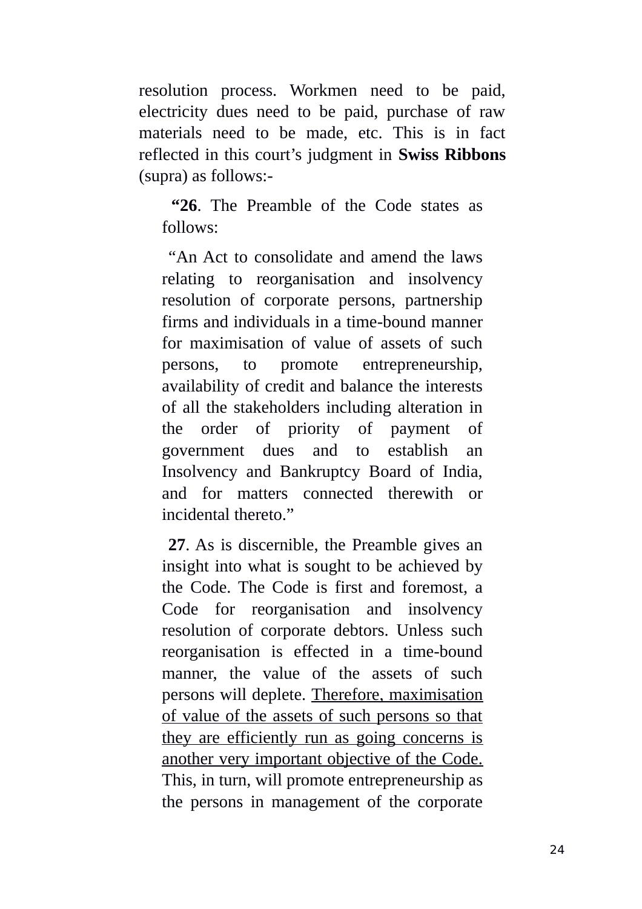resolution process. Workmen need to be paid, electricity dues need to be paid, purchase of raw materials need to be made, etc. This is in fact reflected in this court's judgment in **Swiss Ribbons** (supra) as follows:-

> **"26**. The Preamble of the Code states as follows:
>
> "An Act to consolidate and amend the laws relating to reorganisation and insolvency resolution of corporate persons, partnership firms and individuals in a time-bound manner for maximisation of value of assets of such persons, to promote entrepreneurship, availability of credit and balance the interests of all the stakeholders including alteration in the order of priority of payment of government dues and to establish an Insolvency and Bankruptcy Board of India, and for matters connected therewith or incidental thereto."
>
> **27**. As is discernible, the Preamble gives an insight into what is sought to be achieved by the Code. The Code is first and foremost, a Code for reorganisation and insolvency resolution of corporate debtors. Unless such reorganisation is effected in a time-bound manner, the value of the assets of such persons will deplete. <u>Therefore, maximisation of value of the assets of such persons so that they are efficiently run as going concerns is another very important objective of the Code.</u> This, in turn, will promote entrepreneurship as the persons in management of the corporate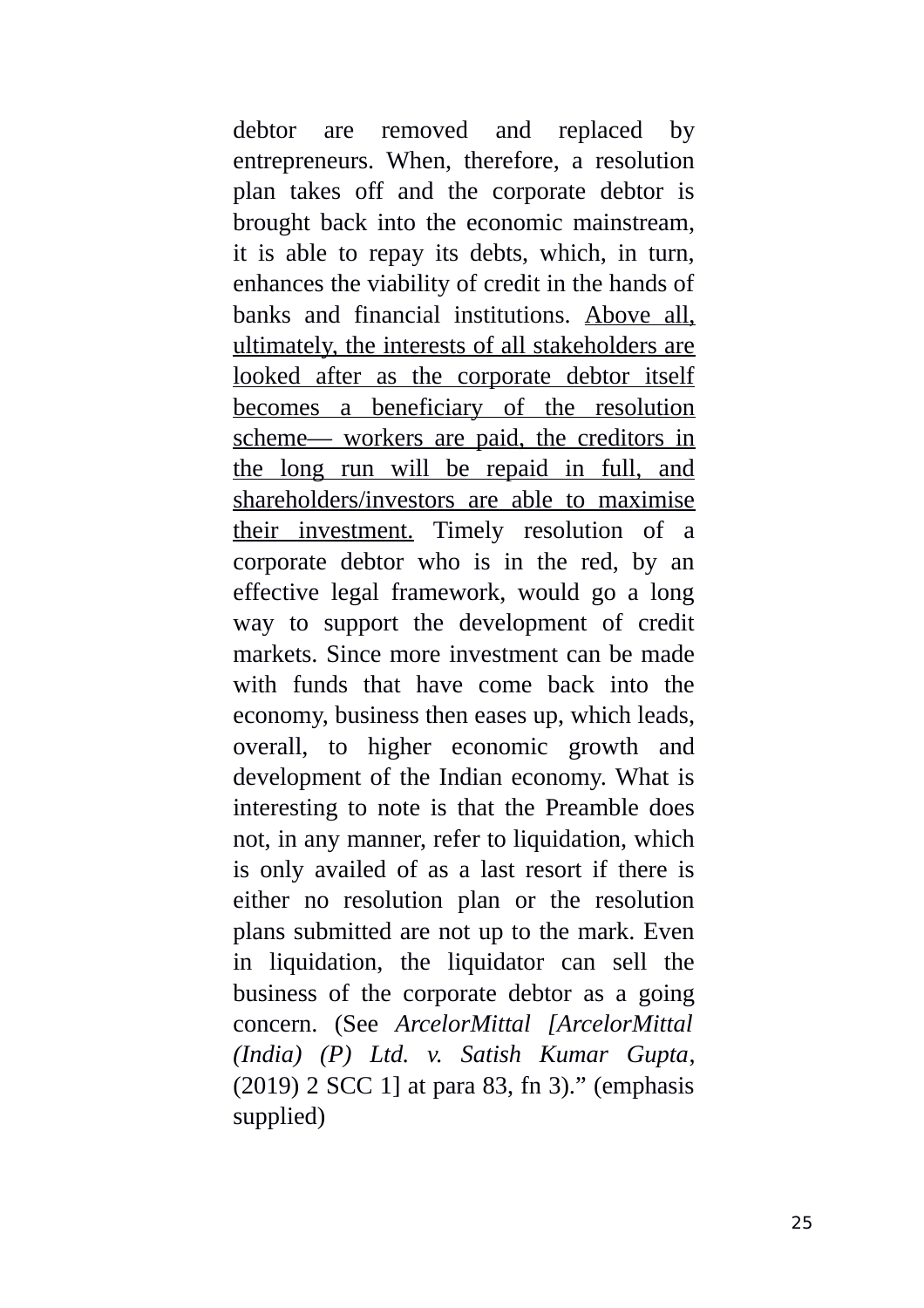debtor are removed and replaced by entrepreneurs. When, therefore, a resolution plan takes off and the corporate debtor is brought back into the economic mainstream, it is able to repay its debts, which, in turn, enhances the viability of credit in the hands of banks and financial institutions. <u>Above all, ultimately, the interests of all stakeholders are looked after as the corporate debtor itself becomes a beneficiary of the resolution scheme— workers are paid, the creditors in the long run will be repaid in full, and shareholders/investors are able to maximise their investment.</u> Timely resolution of a corporate debtor who is in the red, by an effective legal framework, would go a long way to support the development of credit markets. Since more investment can be made with funds that have come back into the economy, business then eases up, which leads, overall, to higher economic growth and development of the Indian economy. What is interesting to note is that the Preamble does not, in any manner, refer to liquidation, which is only availed of as a last resort if there is either no resolution plan or the resolution plans submitted are not up to the mark. Even in liquidation, the liquidator can sell the business of the corporate debtor as a going concern. (See *ArcelorMittal [ArcelorMittal (India) (P) Ltd. v. Satish Kumar Gupta*, (2019) 2 SCC 1] at para 83, fn 3).” (emphasis supplied)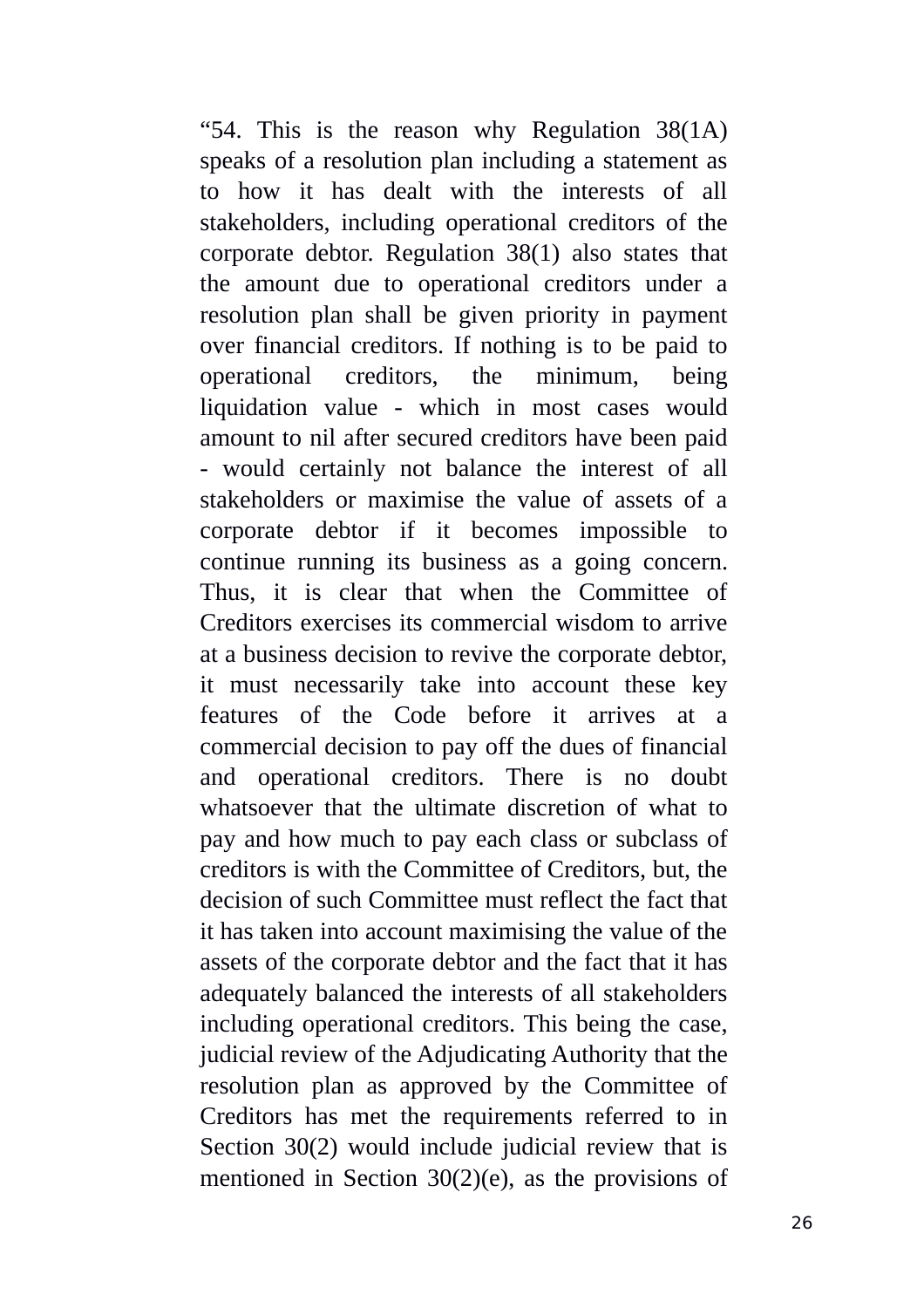“54. This is the reason why Regulation 38(1A) speaks of a resolution plan including a statement as to how it has dealt with the interests of all stakeholders, including operational creditors of the corporate debtor. Regulation 38(1) also states that the amount due to operational creditors under a resolution plan shall be given priority in payment over financial creditors. If nothing is to be paid to operational creditors, the minimum, being liquidation value - which in most cases would amount to nil after secured creditors have been paid - would certainly not balance the interest of all stakeholders or maximise the value of assets of a corporate debtor if it becomes impossible to continue running its business as a going concern. Thus, it is clear that when the Committee of Creditors exercises its commercial wisdom to arrive at a business decision to revive the corporate debtor, it must necessarily take into account these key features of the Code before it arrives at a commercial decision to pay off the dues of financial and operational creditors. There is no doubt whatsoever that the ultimate discretion of what to pay and how much to pay each class or subclass of creditors is with the Committee of Creditors, but, the decision of such Committee must reflect the fact that it has taken into account maximising the value of the assets of the corporate debtor and the fact that it has adequately balanced the interests of all stakeholders including operational creditors. This being the case, judicial review of the Adjudicating Authority that the resolution plan as approved by the Committee of Creditors has met the requirements referred to in Section 30(2) would include judicial review that is mentioned in Section 30(2)(e), as the provisions of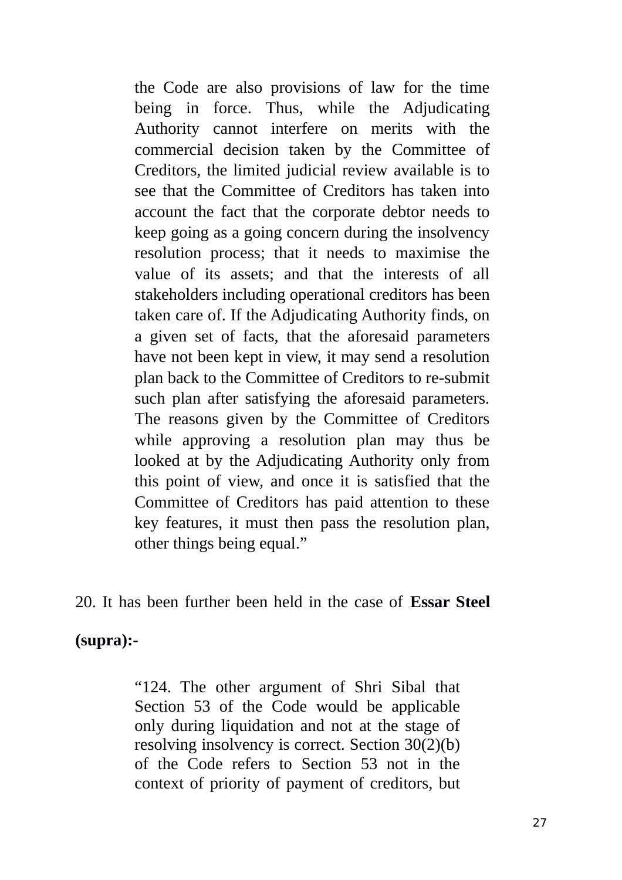> the Code are also provisions of law for the time being in force. Thus, while the Adjudicating Authority cannot interfere on merits with the commercial decision taken by the Committee of Creditors, the limited judicial review available is to see that the Committee of Creditors has taken into account the fact that the corporate debtor needs to keep going as a going concern during the insolvency resolution process; that it needs to maximise the value of its assets; and that the interests of all stakeholders including operational creditors has been taken care of. If the Adjudicating Authority finds, on a given set of facts, that the aforesaid parameters have not been kept in view, it may send a resolution plan back to the Committee of Creditors to re-submit such plan after satisfying the aforesaid parameters. The reasons given by the Committee of Creditors while approving a resolution plan may thus be looked at by the Adjudicating Authority only from this point of view, and once it is satisfied that the Committee of Creditors has paid attention to these key features, it must then pass the resolution plan, other things being equal."

20. It has been further been held in the case of **Essar Steel (supra):-**

> "124. The other argument of Shri Sibal that Section 53 of the Code would be applicable only during liquidation and not at the stage of resolving insolvency is correct. Section 30(2)(b) of the Code refers to Section 53 not in the context of priority of payment of creditors, but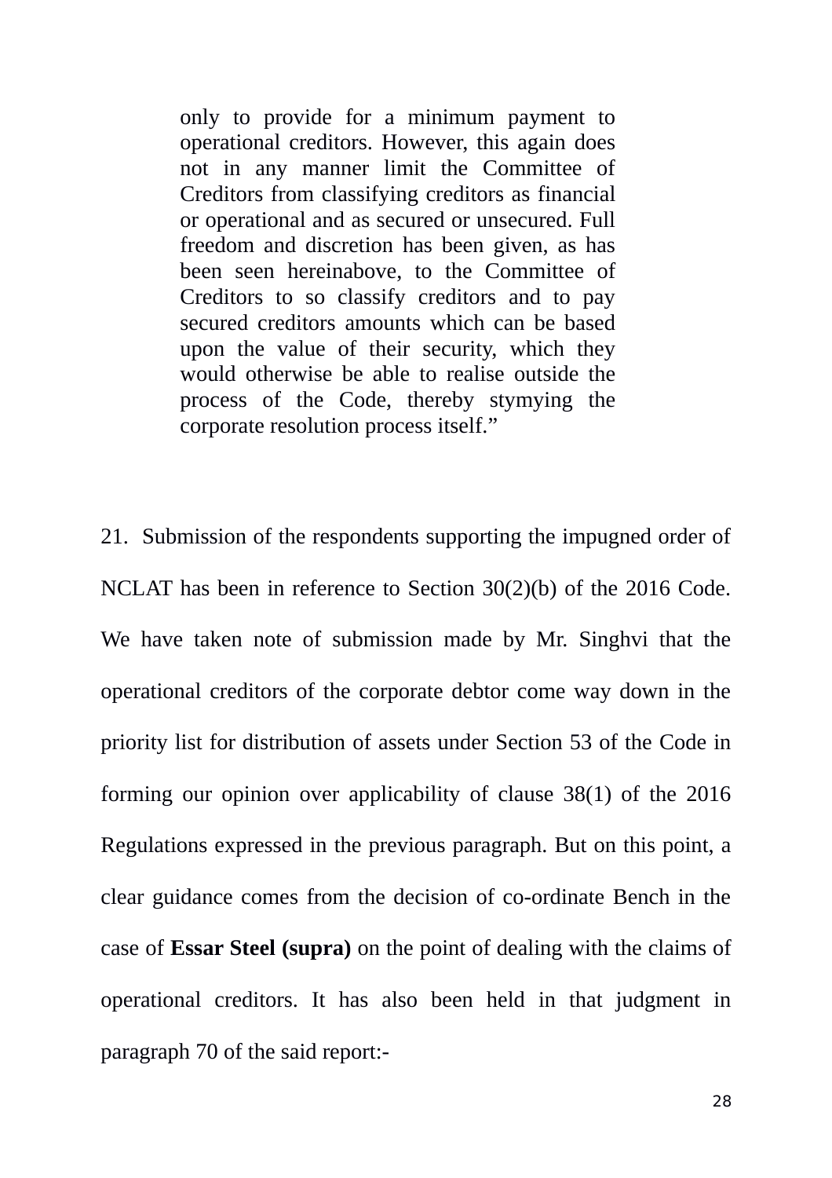> only to provide for a minimum payment to operational creditors. However, this again does not in any manner limit the Committee of Creditors from classifying creditors as financial or operational and as secured or unsecured. Full freedom and discretion has been given, as has been seen hereinabove, to the Committee of Creditors to so classify creditors and to pay secured creditors amounts which can be based upon the value of their security, which they would otherwise be able to realise outside the process of the Code, thereby stymying the corporate resolution process itself."

21. Submission of the respondents supporting the impugned order of NCLAT has been in reference to Section 30(2)(b) of the 2016 Code. We have taken note of submission made by Mr. Singhvi that the operational creditors of the corporate debtor come way down in the priority list for distribution of assets under Section 53 of the Code in forming our opinion over applicability of clause 38(1) of the 2016 Regulations expressed in the previous paragraph. But on this point, a clear guidance comes from the decision of co-ordinate Bench in the case of **Essar Steel (supra)** on the point of dealing with the claims of operational creditors. It has also been held in that judgment in paragraph 70 of the said report:-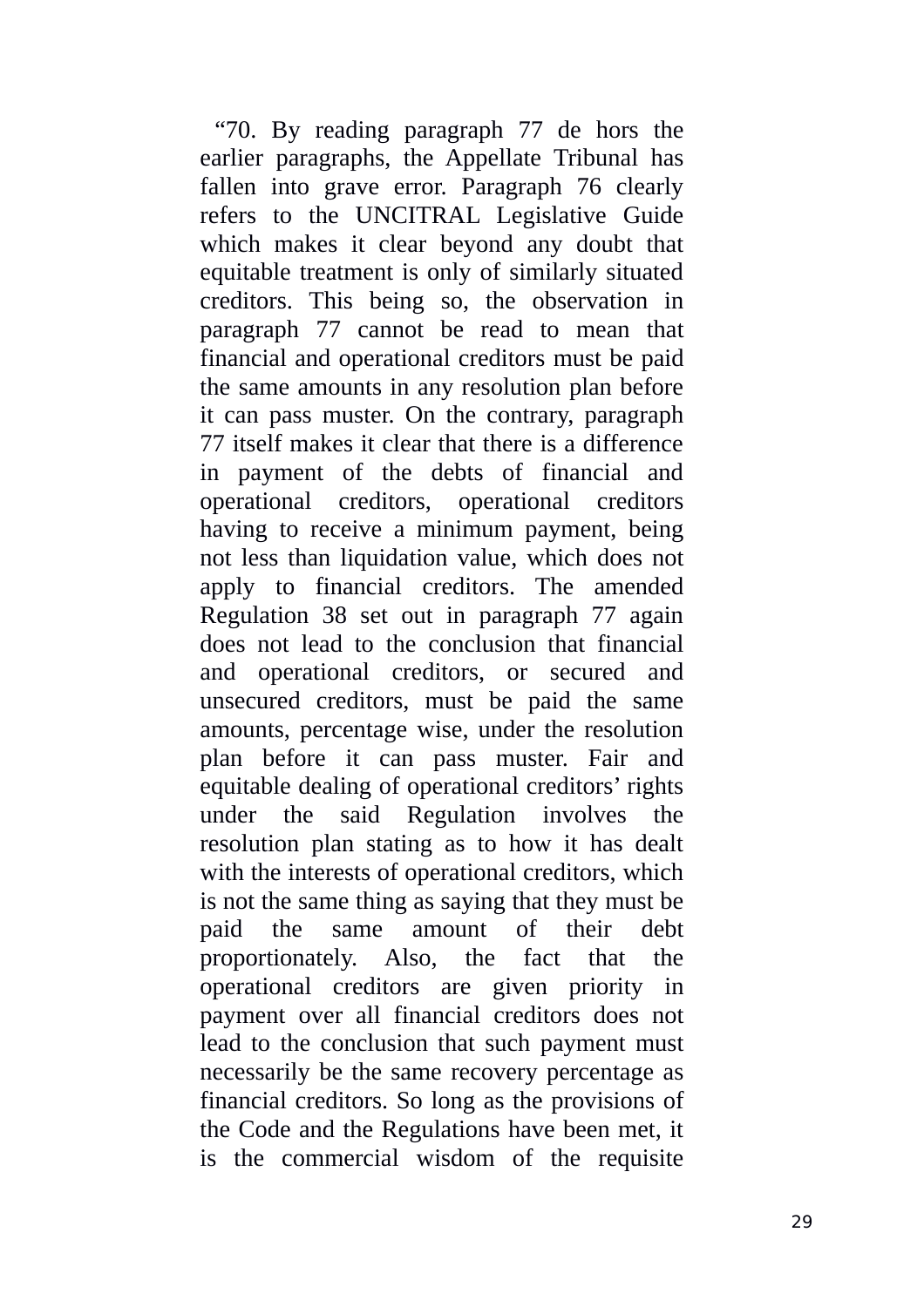"70. By reading paragraph 77 de hors the earlier paragraphs, the Appellate Tribunal has fallen into grave error. Paragraph 76 clearly refers to the UNCITRAL Legislative Guide which makes it clear beyond any doubt that equitable treatment is only of similarly situated creditors. This being so, the observation in paragraph 77 cannot be read to mean that financial and operational creditors must be paid the same amounts in any resolution plan before it can pass muster. On the contrary, paragraph 77 itself makes it clear that there is a difference in payment of the debts of financial and operational creditors, operational creditors having to receive a minimum payment, being not less than liquidation value, which does not apply to financial creditors. The amended Regulation 38 set out in paragraph 77 again does not lead to the conclusion that financial and operational creditors, or secured and unsecured creditors, must be paid the same amounts, percentage wise, under the resolution plan before it can pass muster. Fair and equitable dealing of operational creditors' rights under the said Regulation involves the resolution plan stating as to how it has dealt with the interests of operational creditors, which is not the same thing as saying that they must be paid the same amount of their debt proportionately. Also, the fact that the operational creditors are given priority in payment over all financial creditors does not lead to the conclusion that such payment must necessarily be the same recovery percentage as financial creditors. So long as the provisions of the Code and the Regulations have been met, it is the commercial wisdom of the requisite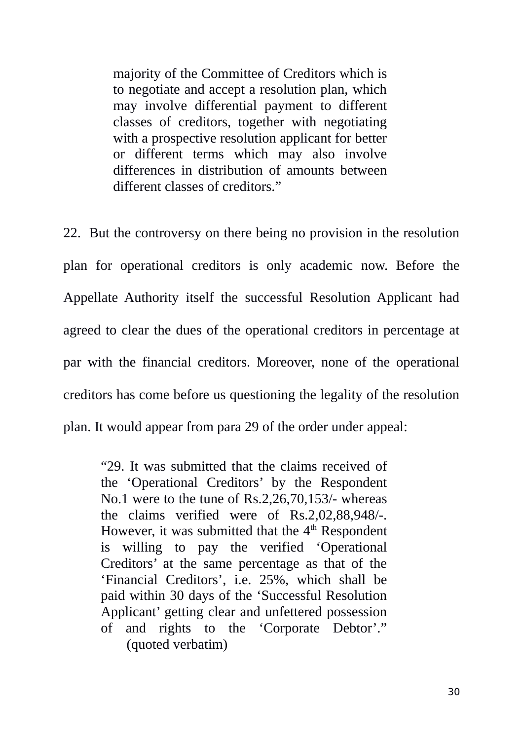> majority of the Committee of Creditors which is to negotiate and accept a resolution plan, which may involve differential payment to different classes of creditors, together with negotiating with a prospective resolution applicant for better or different terms which may also involve differences in distribution of amounts between different classes of creditors."

22. But the controversy on there being no provision in the resolution plan for operational creditors is only academic now. Before the Appellate Authority itself the successful Resolution Applicant had agreed to clear the dues of the operational creditors in percentage at par with the financial creditors. Moreover, none of the operational creditors has come before us questioning the legality of the resolution plan. It would appear from para 29 of the order under appeal:

> "29. It was submitted that the claims received of the 'Operational Creditors' by the Respondent No.1 were to the tune of Rs.2,26,70,153/- whereas the claims verified were of Rs.2,02,88,948/-. However, it was submitted that the 4th Respondent is willing to pay the verified 'Operational Creditors' at the same percentage as that of the 'Financial Creditors', i.e. 25%, which shall be paid within 30 days of the 'Successful Resolution Applicant' getting clear and unfettered possession of and rights to the 'Corporate Debtor'." (quoted verbatim)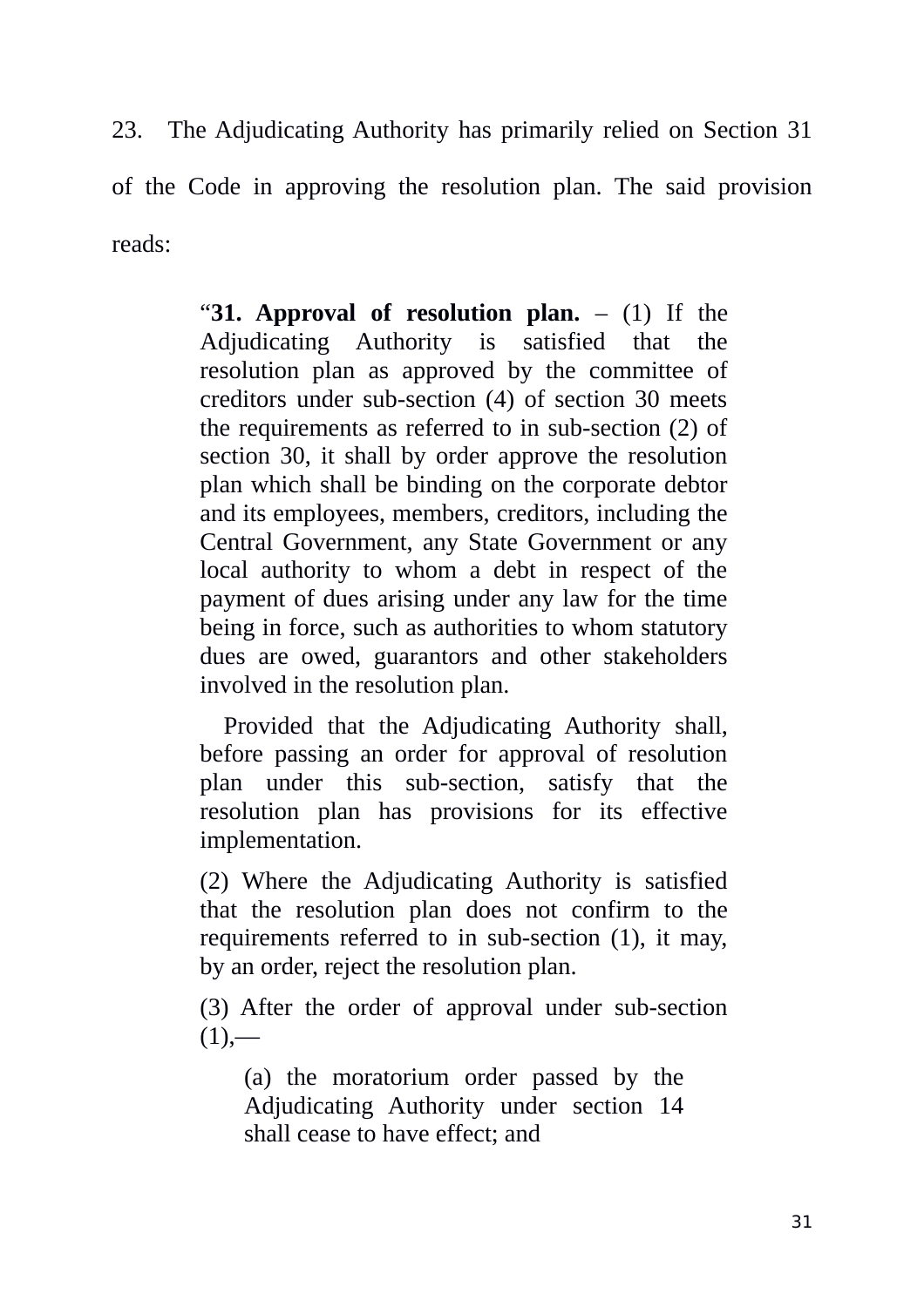23. The Adjudicating Authority has primarily relied on Section 31 of the Code in approving the resolution plan. The said provision reads:

> "**31. Approval of resolution plan.** – (1) If the Adjudicating Authority is satisfied that the resolution plan as approved by the committee of creditors under sub-section (4) of section 30 meets the requirements as referred to in sub-section (2) of section 30, it shall by order approve the resolution plan which shall be binding on the corporate debtor and its employees, members, creditors, including the Central Government, any State Government or any local authority to whom a debt in respect of the payment of dues arising under any law for the time being in force, such as authorities to whom statutory dues are owed, guarantors and other stakeholders involved in the resolution plan.
>
> Provided that the Adjudicating Authority shall, before passing an order for approval of resolution plan under this sub-section, satisfy that the resolution plan has provisions for its effective implementation.
>
> (2) Where the Adjudicating Authority is satisfied that the resolution plan does not confirm to the requirements referred to in sub-section (1), it may, by an order, reject the resolution plan.
>
> (3) After the order of approval under sub-section (1),—
>
> > (a) the moratorium order passed by the Adjudicating Authority under section 14 shall cease to have effect; and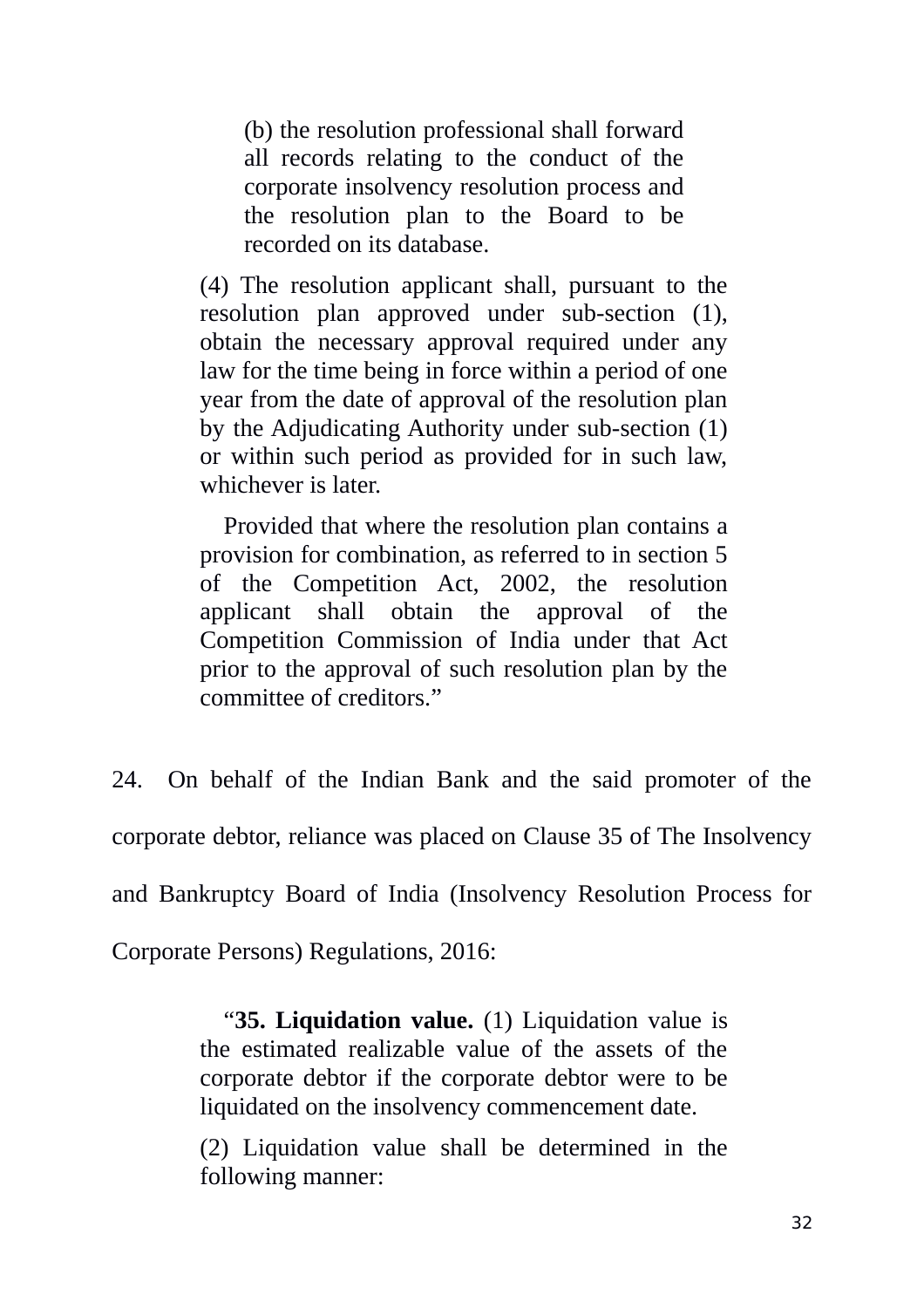> (b) the resolution professional shall forward all records relating to the conduct of the corporate insolvency resolution process and the resolution plan to the Board to be recorded on its database.

> (4) The resolution applicant shall, pursuant to the resolution plan approved under sub-section (1), obtain the necessary approval required under any law for the time being in force within a period of one year from the date of approval of the resolution plan by the Adjudicating Authority under sub-section (1) or within such period as provided for in such law, whichever is later.
>
> Provided that where the resolution plan contains a provision for combination, as referred to in section 5 of the Competition Act, 2002, the resolution applicant shall obtain the approval of the Competition Commission of India under that Act prior to the approval of such resolution plan by the committee of creditors."

24. On behalf of the Indian Bank and the said promoter of the corporate debtor, reliance was placed on Clause 35 of The Insolvency and Bankruptcy Board of India (Insolvency Resolution Process for Corporate Persons) Regulations, 2016:

> "**35. Liquidation value.** (1) Liquidation value is the estimated realizable value of the assets of the corporate debtor if the corporate debtor were to be liquidated on the insolvency commencement date.
>
> (2) Liquidation value shall be determined in the following manner: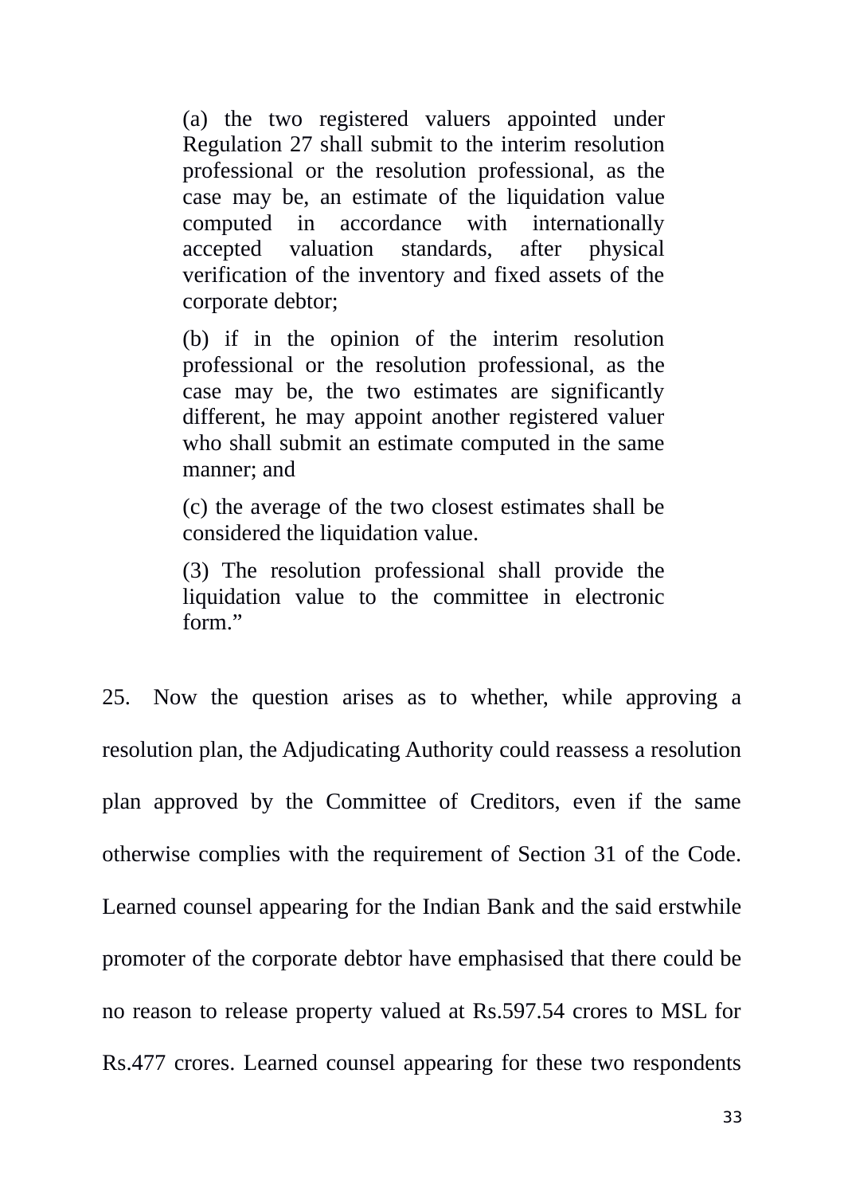> (a) the two registered valuers appointed under Regulation 27 shall submit to the interim resolution professional or the resolution professional, as the case may be, an estimate of the liquidation value computed in accordance with internationally accepted valuation standards, after physical verification of the inventory and fixed assets of the corporate debtor;
>
> (b) if in the opinion of the interim resolution professional or the resolution professional, as the case may be, the two estimates are significantly different, he may appoint another registered valuer who shall submit an estimate computed in the same manner; and
>
> (c) the average of the two closest estimates shall be considered the liquidation value.
>
> (3) The resolution professional shall provide the liquidation value to the committee in electronic form."

25. Now the question arises as to whether, while approving a resolution plan, the Adjudicating Authority could reassess a resolution plan approved by the Committee of Creditors, even if the same otherwise complies with the requirement of Section 31 of the Code. Learned counsel appearing for the Indian Bank and the said erstwhile promoter of the corporate debtor have emphasised that there could be no reason to release property valued at Rs.597.54 crores to MSL for Rs.477 crores. Learned counsel appearing for these two respondents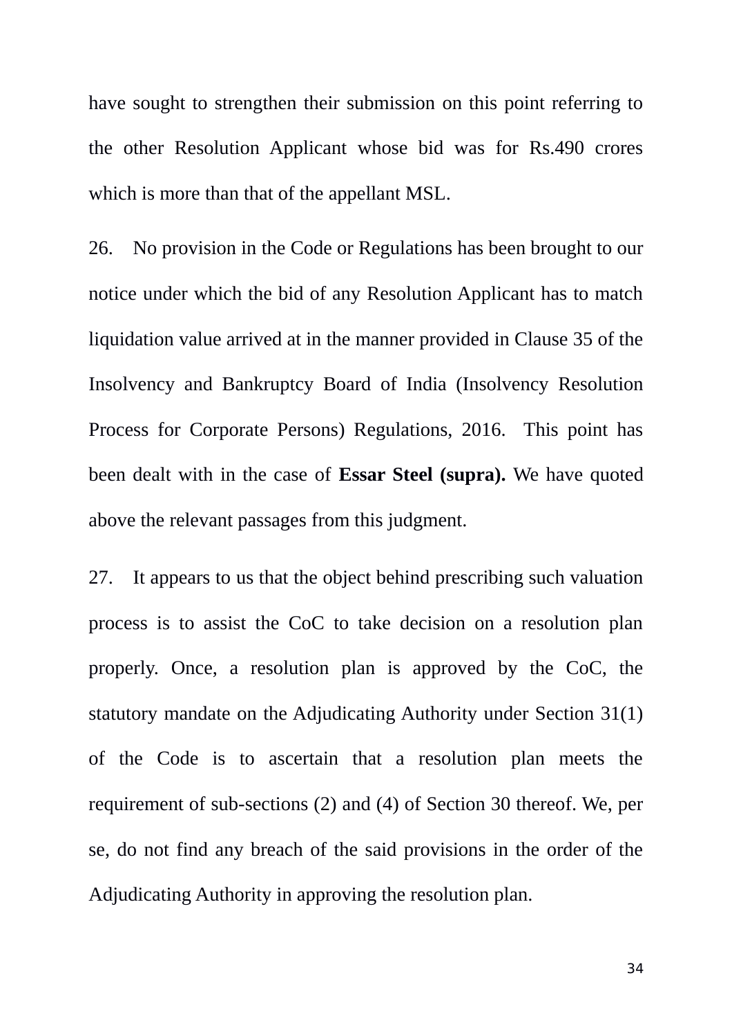have sought to strengthen their submission on this point referring to the other Resolution Applicant whose bid was for Rs.490 crores which is more than that of the appellant MSL.

26. No provision in the Code or Regulations has been brought to our notice under which the bid of any Resolution Applicant has to match liquidation value arrived at in the manner provided in Clause 35 of the Insolvency and Bankruptcy Board of India (Insolvency Resolution Process for Corporate Persons) Regulations, 2016. This point has been dealt with in the case of **Essar Steel (supra).** We have quoted above the relevant passages from this judgment.

27. It appears to us that the object behind prescribing such valuation process is to assist the CoC to take decision on a resolution plan properly. Once, a resolution plan is approved by the CoC, the statutory mandate on the Adjudicating Authority under Section 31(1) of the Code is to ascertain that a resolution plan meets the requirement of sub-sections (2) and (4) of Section 30 thereof. We, per se, do not find any breach of the said provisions in the order of the Adjudicating Authority in approving the resolution plan.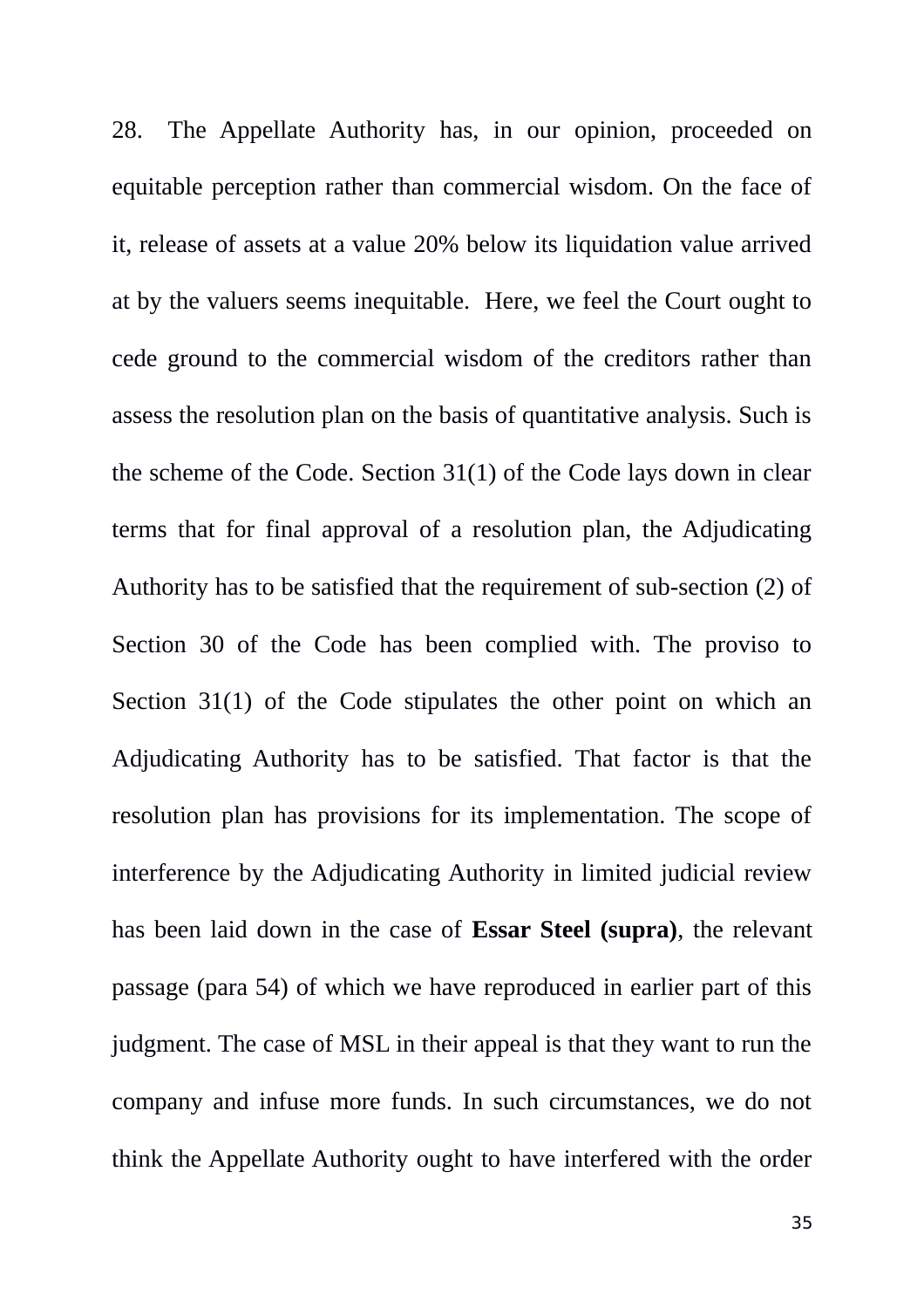28. The Appellate Authority has, in our opinion, proceeded on equitable perception rather than commercial wisdom. On the face of it, release of assets at a value 20% below its liquidation value arrived at by the valuers seems inequitable. Here, we feel the Court ought to cede ground to the commercial wisdom of the creditors rather than assess the resolution plan on the basis of quantitative analysis. Such is the scheme of the Code. Section 31(1) of the Code lays down in clear terms that for final approval of a resolution plan, the Adjudicating Authority has to be satisfied that the requirement of sub-section (2) of Section 30 of the Code has been complied with. The proviso to Section 31(1) of the Code stipulates the other point on which an Adjudicating Authority has to be satisfied. That factor is that the resolution plan has provisions for its implementation. The scope of interference by the Adjudicating Authority in limited judicial review has been laid down in the case of **Essar Steel (supra)**, the relevant passage (para 54) of which we have reproduced in earlier part of this judgment. The case of MSL in their appeal is that they want to run the company and infuse more funds. In such circumstances, we do not think the Appellate Authority ought to have interfered with the order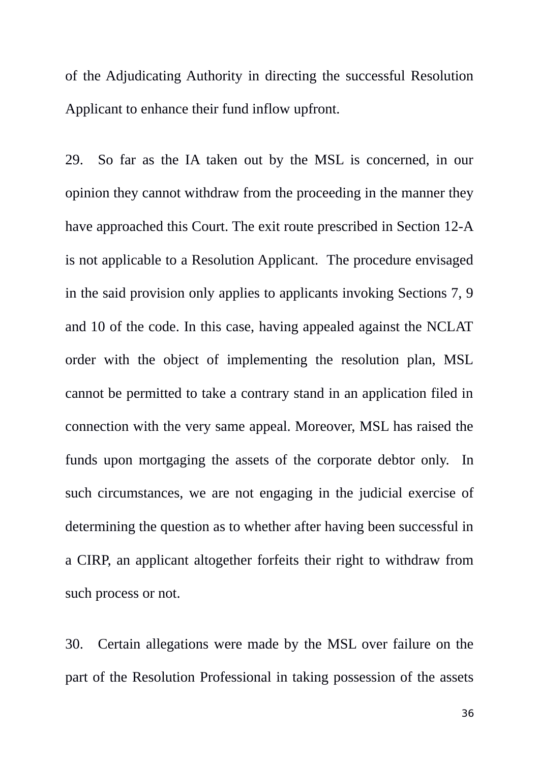of the Adjudicating Authority in directing the successful Resolution Applicant to enhance their fund inflow upfront.

29. So far as the IA taken out by the MSL is concerned, in our opinion they cannot withdraw from the proceeding in the manner they have approached this Court. The exit route prescribed in Section 12-A is not applicable to a Resolution Applicant. The procedure envisaged in the said provision only applies to applicants invoking Sections 7, 9 and 10 of the code. In this case, having appealed against the NCLAT order with the object of implementing the resolution plan, MSL cannot be permitted to take a contrary stand in an application filed in connection with the very same appeal. Moreover, MSL has raised the funds upon mortgaging the assets of the corporate debtor only. In such circumstances, we are not engaging in the judicial exercise of determining the question as to whether after having been successful in a CIRP, an applicant altogether forfeits their right to withdraw from such process or not.

30. Certain allegations were made by the MSL over failure on the part of the Resolution Professional in taking possession of the assets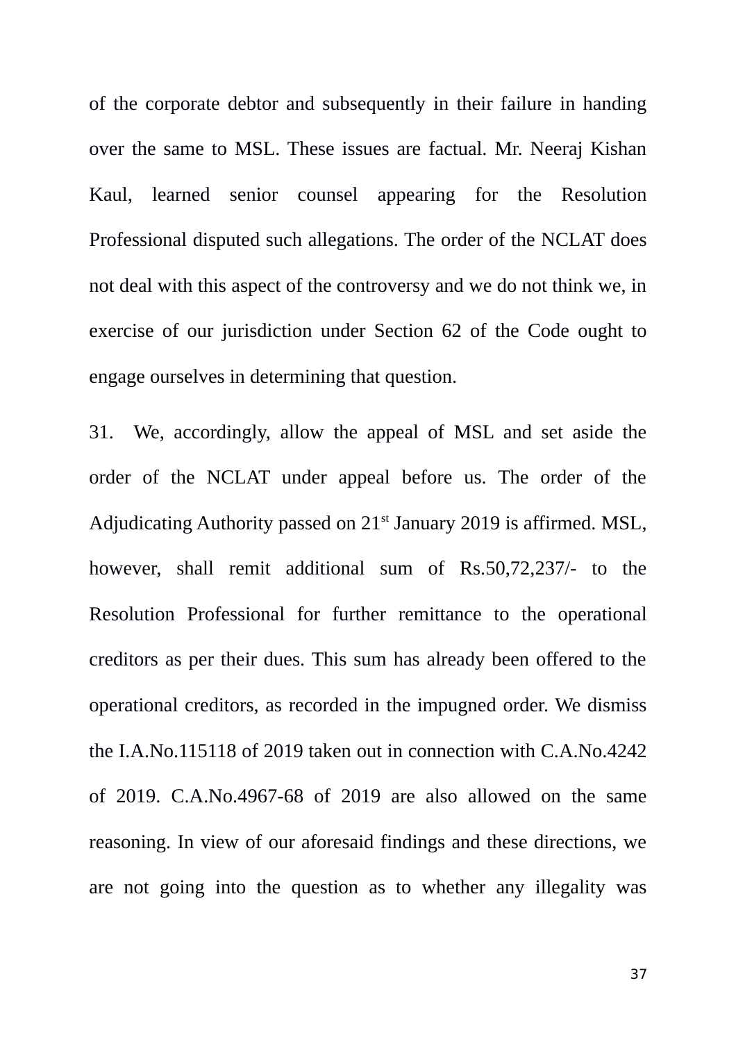of the corporate debtor and subsequently in their failure in handing over the same to MSL. These issues are factual. Mr. Neeraj Kishan Kaul, learned senior counsel appearing for the Resolution Professional disputed such allegations. The order of the NCLAT does not deal with this aspect of the controversy and we do not think we, in exercise of our jurisdiction under Section 62 of the Code ought to engage ourselves in determining that question.

31. We, accordingly, allow the appeal of MSL and set aside the order of the NCLAT under appeal before us. The order of the Adjudicating Authority passed on 21st January 2019 is affirmed. MSL, however, shall remit additional sum of Rs.50,72,237/- to the Resolution Professional for further remittance to the operational creditors as per their dues. This sum has already been offered to the operational creditors, as recorded in the impugned order. We dismiss the I.A.No.115118 of 2019 taken out in connection with C.A.No.4242 of 2019. C.A.No.4967-68 of 2019 are also allowed on the same reasoning. In view of our aforesaid findings and these directions, we are not going into the question as to whether any illegality was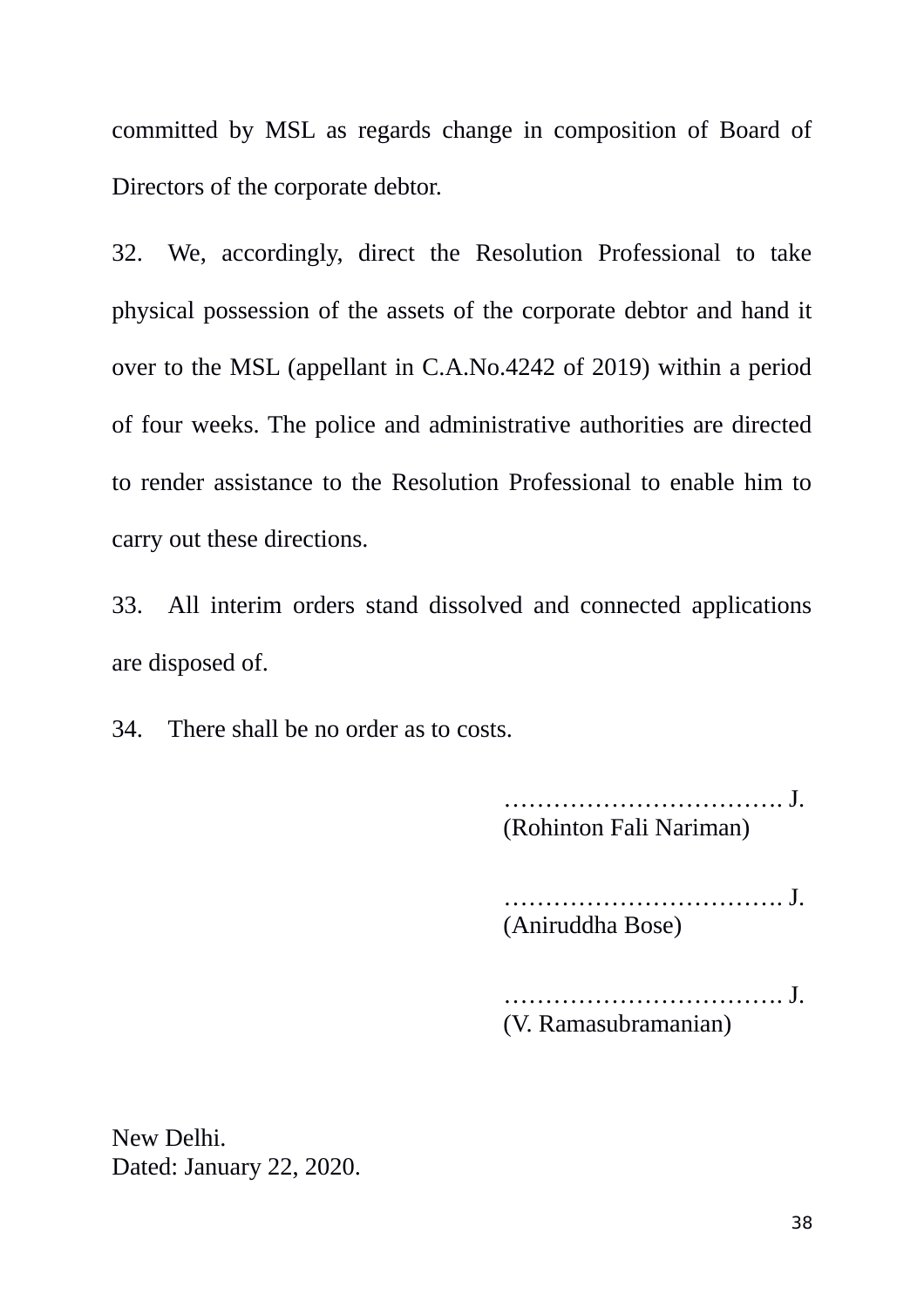committed by MSL as regards change in composition of Board of Directors of the corporate debtor.

32. We, accordingly, direct the Resolution Professional to take physical possession of the assets of the corporate debtor and hand it over to the MSL (appellant in C.A.No.4242 of 2019) within a period of four weeks. The police and administrative authorities are directed to render assistance to the Resolution Professional to enable him to carry out these directions.

33. All interim orders stand dissolved and connected applications are disposed of.

34. There shall be no order as to costs.

……………………………. J.
(Rohinton Fali Nariman)

……………………………. J.
(Aniruddha Bose)

……………………………. J.
(V. Ramasubramanian)

New Delhi.
Dated: January 22, 2020.